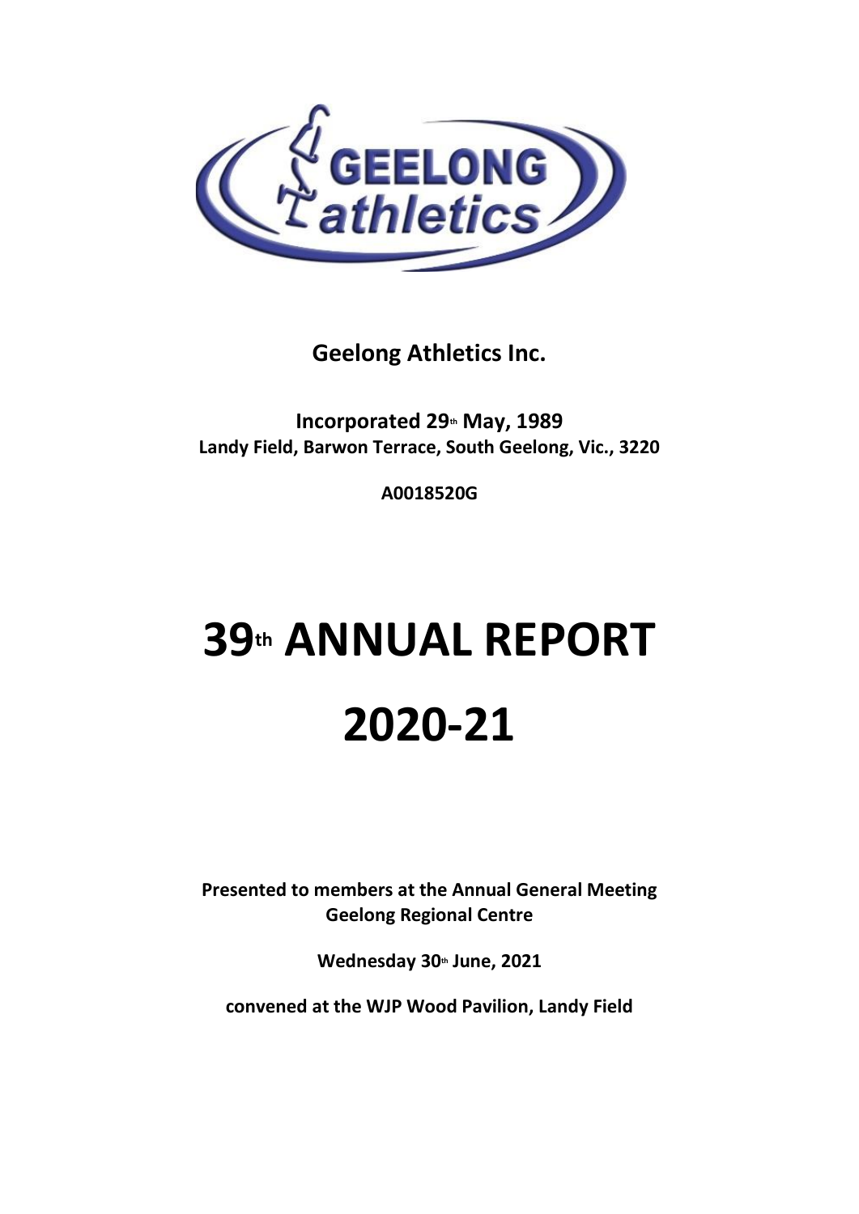**Geelong Athletics Inc.**

**Incorporated 29th May, 1989**
**Landy Field, Barwon Terrace, South Geelong, Vic., 3220**

**A0018520G**

# 39th ANNUAL REPORT

# 2020-21

**Presented to members at the Annual General Meeting**
**Geelong Regional Centre**

**Wednesday 30th June, 2021**

**convened at the WJP Wood Pavilion, Landy Field**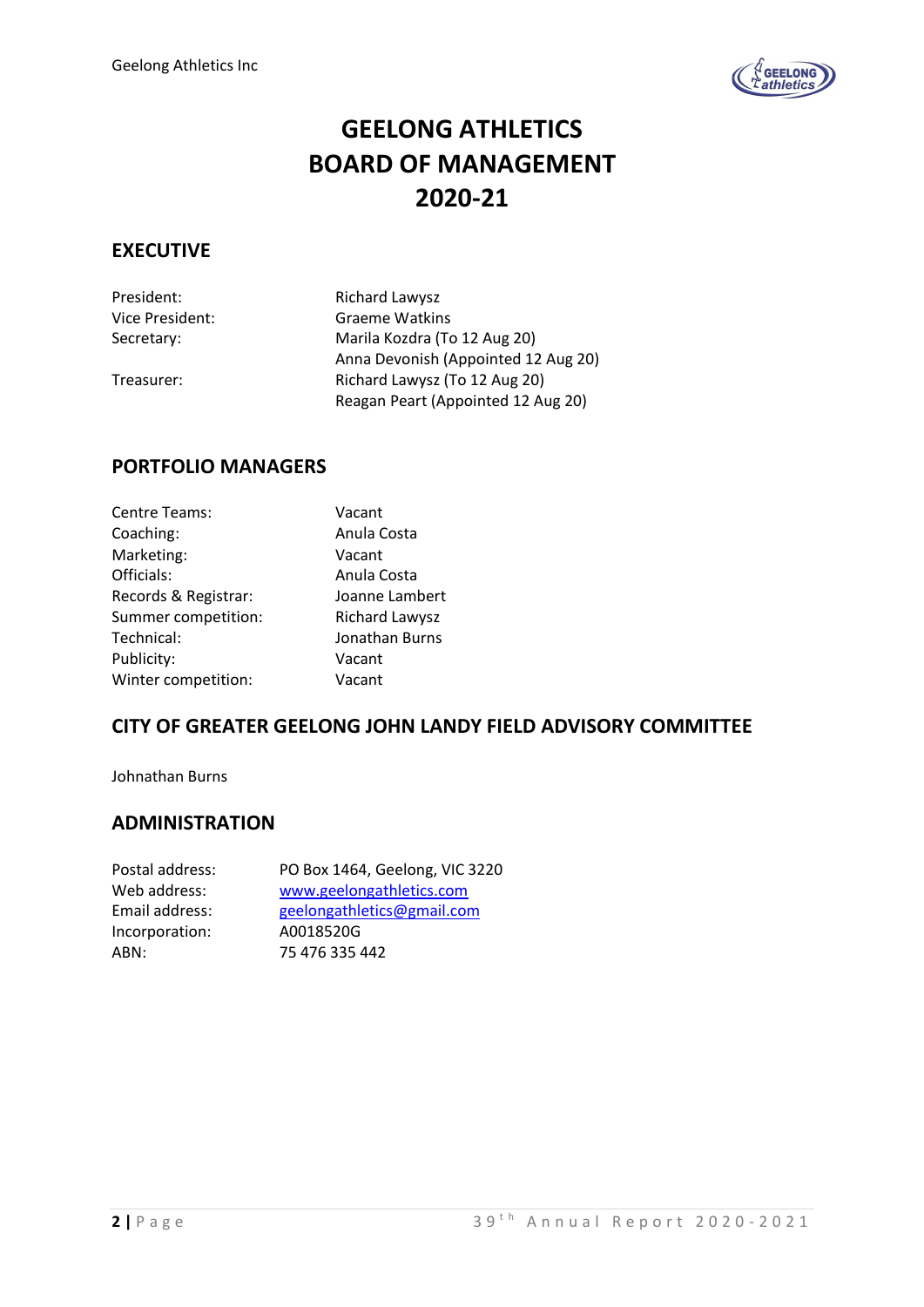# GEELONG ATHLETICS BOARD OF MANAGEMENT 2020-21

## EXECUTIVE

| | |
|---|---|
| President: | Richard Lawysz |
| Vice President: | Graeme Watkins |
| Secretary: | Marila Kozdra (To 12 Aug 20) |
| | Anna Devonish (Appointed 12 Aug 20) |
| Treasurer: | Richard Lawysz (To 12 Aug 20) |
| | Reagan Peart (Appointed 12 Aug 20) |

## PORTFOLIO MANAGERS

| | |
|---|---|
| Centre Teams: | Vacant |
| Coaching: | Anula Costa |
| Marketing: | Vacant |
| Officials: | Anula Costa |
| Records & Registrar: | Joanne Lambert |
| Summer competition: | Richard Lawysz |
| Technical: | Jonathan Burns |
| Publicity: | Vacant |
| Winter competition: | Vacant |

## CITY OF GREATER GEELONG JOHN LANDY FIELD ADVISORY COMMITTEE

Johnathan Burns

## ADMINISTRATION

| | |
|---|---|
| Postal address: | PO Box 1464, Geelong, VIC 3220 |
| Web address: | www.geelongathletics.com |
| Email address: | geelongathletics@gmail.com |
| Incorporation: | A0018520G |
| ABN: | 75 476 335 442 |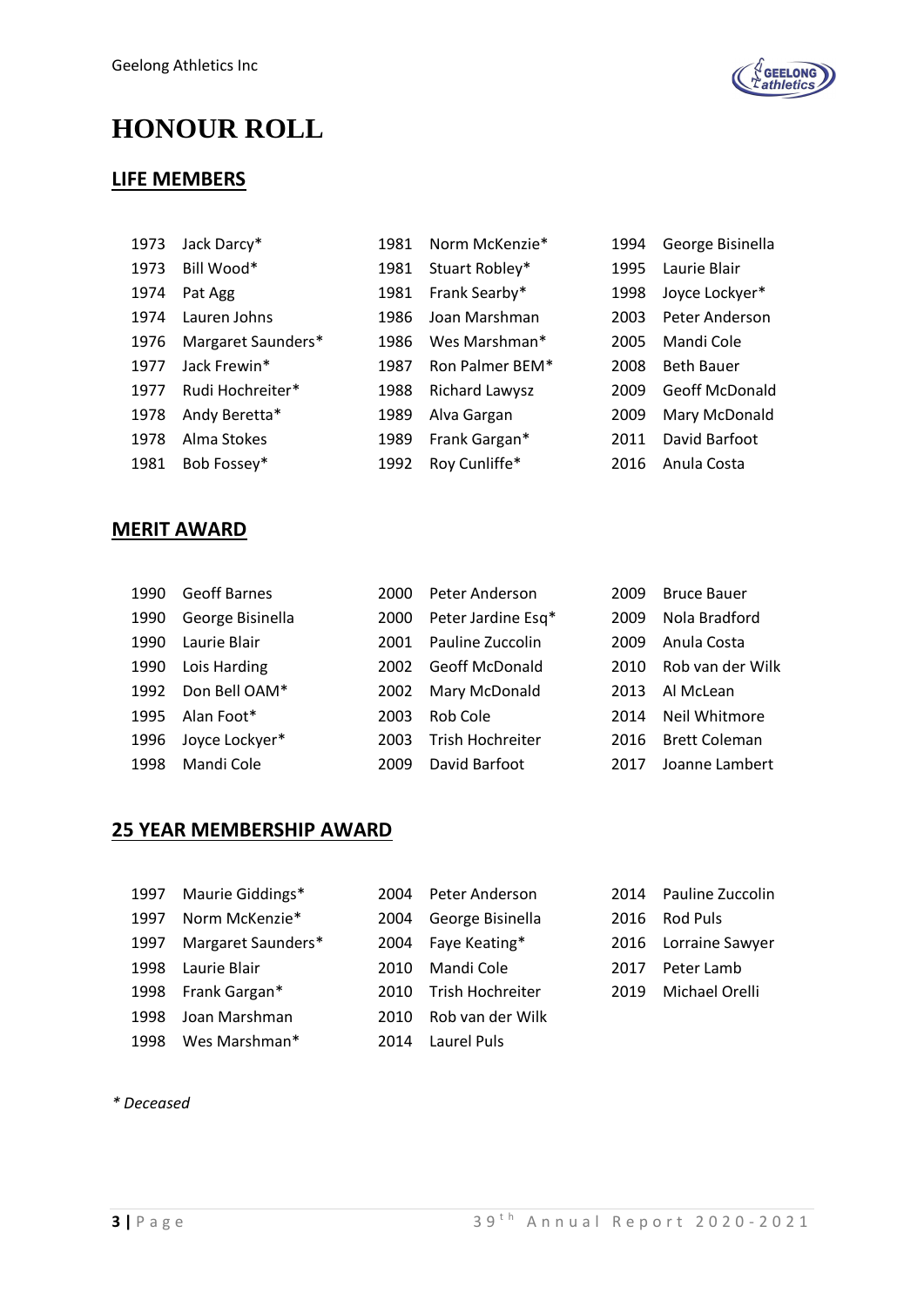# HONOUR ROLL

## LIFE MEMBERS

| | | | | | |
|---|---|---|---|---|---|
| 1973 | Jack Darcy* | 1981 | Norm McKenzie* | 1994 | George Bisinella |
| 1973 | Bill Wood* | 1981 | Stuart Robley* | 1995 | Laurie Blair |
| 1974 | Pat Agg | 1981 | Frank Searby* | 1998 | Joyce Lockyer* |
| 1974 | Lauren Johns | 1986 | Joan Marshman | 2003 | Peter Anderson |
| 1976 | Margaret Saunders* | 1986 | Wes Marshman* | 2005 | Mandi Cole |
| 1977 | Jack Frewin* | 1987 | Ron Palmer BEM* | 2008 | Beth Bauer |
| 1977 | Rudi Hochreiter* | 1988 | Richard Lawysz | 2009 | Geoff McDonald |
| 1978 | Andy Beretta* | 1989 | Alva Gargan | 2009 | Mary McDonald |
| 1978 | Alma Stokes | 1989 | Frank Gargan* | 2011 | David Barfoot |
| 1981 | Bob Fossey* | 1992 | Roy Cunliffe* | 2016 | Anula Costa |

## MERIT AWARD

| | | | | | |
|---|---|---|---|---|---|
| 1990 | Geoff Barnes | 2000 | Peter Anderson | 2009 | Bruce Bauer |
| 1990 | George Bisinella | 2000 | Peter Jardine Esq* | 2009 | Nola Bradford |
| 1990 | Laurie Blair | 2001 | Pauline Zuccolin | 2009 | Anula Costa |
| 1990 | Lois Harding | 2002 | Geoff McDonald | 2010 | Rob van der Wilk |
| 1992 | Don Bell OAM* | 2002 | Mary McDonald | 2013 | Al McLean |
| 1995 | Alan Foot* | 2003 | Rob Cole | 2014 | Neil Whitmore |
| 1996 | Joyce Lockyer* | 2003 | Trish Hochreiter | 2016 | Brett Coleman |
| 1998 | Mandi Cole | 2009 | David Barfoot | 2017 | Joanne Lambert |

## 25 YEAR MEMBERSHIP AWARD

| | | | | | |
|---|---|---|---|---|---|
| 1997 | Maurie Giddings* | 2004 | Peter Anderson | 2014 | Pauline Zuccolin |
| 1997 | Norm McKenzie* | 2004 | George Bisinella | 2016 | Rod Puls |
| 1997 | Margaret Saunders* | 2004 | Faye Keating* | 2016 | Lorraine Sawyer |
| 1998 | Laurie Blair | 2010 | Mandi Cole | 2017 | Peter Lamb |
| 1998 | Frank Gargan* | 2010 | Trish Hochreiter | 2019 | Michael Orelli |
| 1998 | Joan Marshman | 2010 | Rob van der Wilk | | |
| 1998 | Wes Marshman* | 2014 | Laurel Puls | | |

*\* Deceased*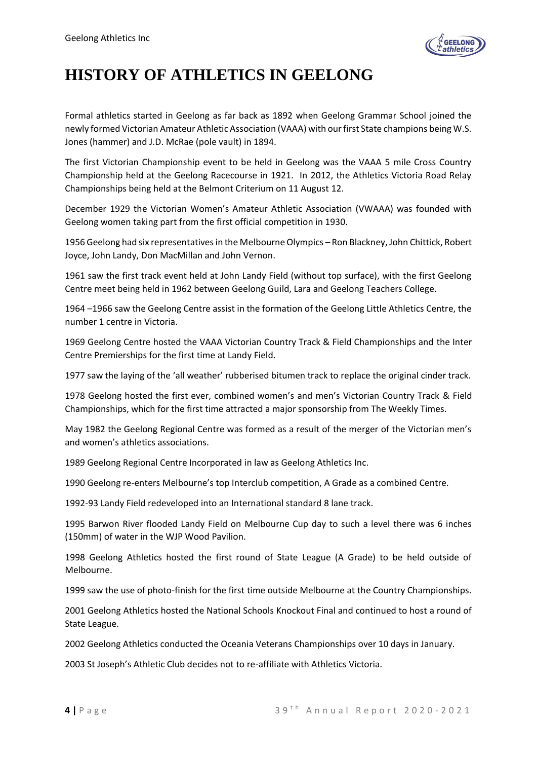# HISTORY OF ATHLETICS IN GEELONG

Formal athletics started in Geelong as far back as 1892 when Geelong Grammar School joined the newly formed Victorian Amateur Athletic Association (VAAA) with our first State champions being W.S. Jones (hammer) and J.D. McRae (pole vault) in 1894.

The first Victorian Championship event to be held in Geelong was the VAAA 5 mile Cross Country Championship held at the Geelong Racecourse in 1921. In 2012, the Athletics Victoria Road Relay Championships being held at the Belmont Criterium on 11 August 12.

December 1929 the Victorian Women's Amateur Athletic Association (VWAAA) was founded with Geelong women taking part from the first official competition in 1930.

1956 Geelong had six representatives in the Melbourne Olympics – Ron Blackney, John Chittick, Robert Joyce, John Landy, Don MacMillan and John Vernon.

1961 saw the first track event held at John Landy Field (without top surface), with the first Geelong Centre meet being held in 1962 between Geelong Guild, Lara and Geelong Teachers College.

1964 –1966 saw the Geelong Centre assist in the formation of the Geelong Little Athletics Centre, the number 1 centre in Victoria.

1969 Geelong Centre hosted the VAAA Victorian Country Track & Field Championships and the Inter Centre Premierships for the first time at Landy Field.

1977 saw the laying of the 'all weather' rubberised bitumen track to replace the original cinder track.

1978 Geelong hosted the first ever, combined women's and men's Victorian Country Track & Field Championships, which for the first time attracted a major sponsorship from The Weekly Times.

May 1982 the Geelong Regional Centre was formed as a result of the merger of the Victorian men's and women's athletics associations.

1989 Geelong Regional Centre Incorporated in law as Geelong Athletics Inc.

1990 Geelong re-enters Melbourne's top Interclub competition, A Grade as a combined Centre.

1992-93 Landy Field redeveloped into an International standard 8 lane track.

1995 Barwon River flooded Landy Field on Melbourne Cup day to such a level there was 6 inches (150mm) of water in the WJP Wood Pavilion.

1998 Geelong Athletics hosted the first round of State League (A Grade) to be held outside of Melbourne.

1999 saw the use of photo-finish for the first time outside Melbourne at the Country Championships.

2001 Geelong Athletics hosted the National Schools Knockout Final and continued to host a round of State League.

2002 Geelong Athletics conducted the Oceania Veterans Championships over 10 days in January.

2003 St Joseph's Athletic Club decides not to re-affiliate with Athletics Victoria.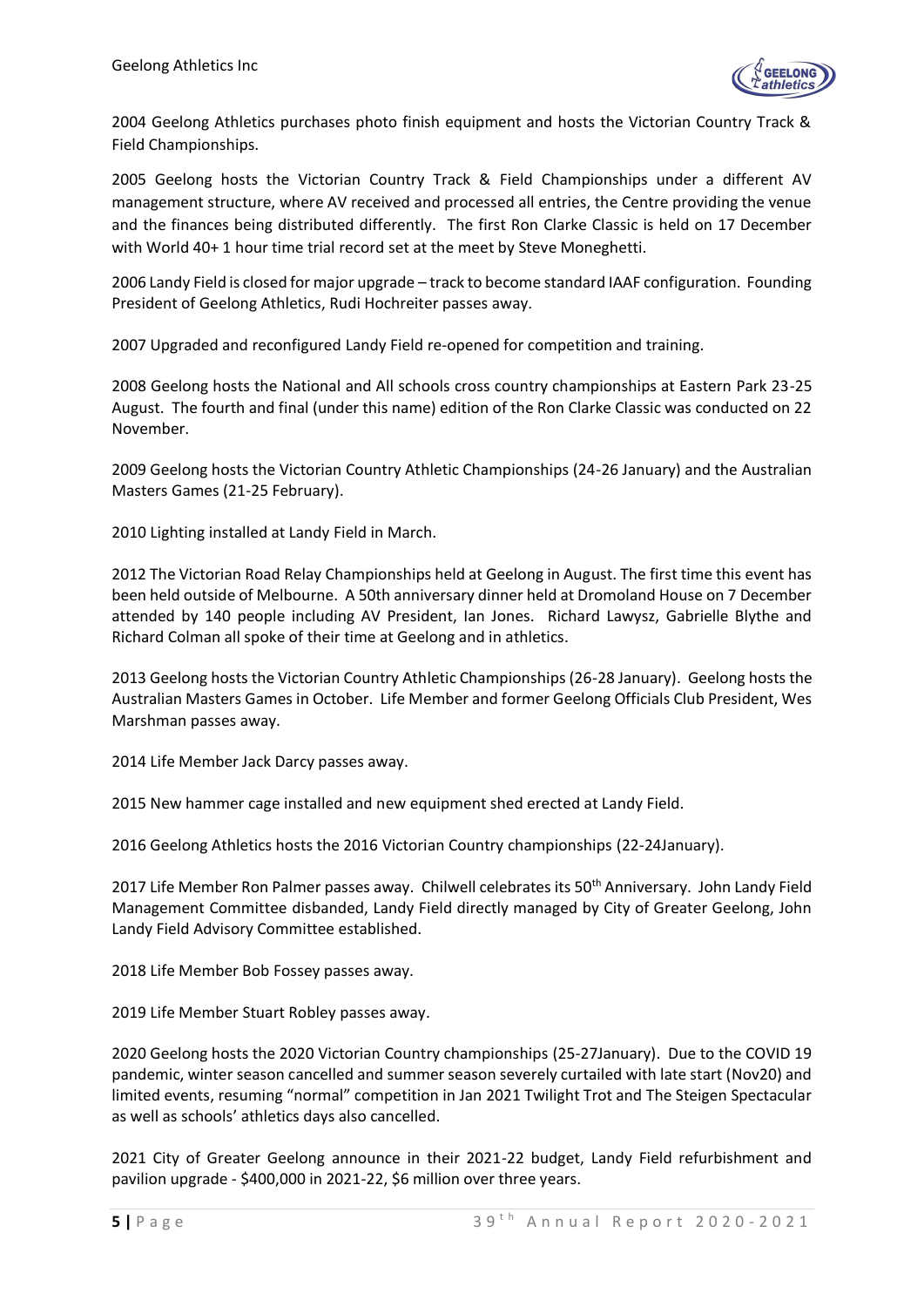2004 Geelong Athletics purchases photo finish equipment and hosts the Victorian Country Track & Field Championships.

2005 Geelong hosts the Victorian Country Track & Field Championships under a different AV management structure, where AV received and processed all entries, the Centre providing the venue and the finances being distributed differently. The first Ron Clarke Classic is held on 17 December with World 40+ 1 hour time trial record set at the meet by Steve Moneghetti.

2006 Landy Field is closed for major upgrade – track to become standard IAAF configuration. Founding President of Geelong Athletics, Rudi Hochreiter passes away.

2007 Upgraded and reconfigured Landy Field re-opened for competition and training.

2008 Geelong hosts the National and All schools cross country championships at Eastern Park 23-25 August. The fourth and final (under this name) edition of the Ron Clarke Classic was conducted on 22 November.

2009 Geelong hosts the Victorian Country Athletic Championships (24-26 January) and the Australian Masters Games (21-25 February).

2010 Lighting installed at Landy Field in March.

2012 The Victorian Road Relay Championships held at Geelong in August. The first time this event has been held outside of Melbourne. A 50th anniversary dinner held at Dromoland House on 7 December attended by 140 people including AV President, Ian Jones. Richard Lawysz, Gabrielle Blythe and Richard Colman all spoke of their time at Geelong and in athletics.

2013 Geelong hosts the Victorian Country Athletic Championships (26-28 January). Geelong hosts the Australian Masters Games in October. Life Member and former Geelong Officials Club President, Wes Marshman passes away.

2014 Life Member Jack Darcy passes away.

2015 New hammer cage installed and new equipment shed erected at Landy Field.

2016 Geelong Athletics hosts the 2016 Victorian Country championships (22-24January).

2017 Life Member Ron Palmer passes away. Chilwell celebrates its 50th Anniversary. John Landy Field Management Committee disbanded, Landy Field directly managed by City of Greater Geelong, John Landy Field Advisory Committee established.

2018 Life Member Bob Fossey passes away.

2019 Life Member Stuart Robley passes away.

2020 Geelong hosts the 2020 Victorian Country championships (25-27January). Due to the COVID 19 pandemic, winter season cancelled and summer season severely curtailed with late start (Nov20) and limited events, resuming "normal" competition in Jan 2021 Twilight Trot and The Steigen Spectacular as well as schools' athletics days also cancelled.

2021 City of Greater Geelong announce in their 2021-22 budget, Landy Field refurbishment and pavilion upgrade - $400,000 in 2021-22, $6 million over three years.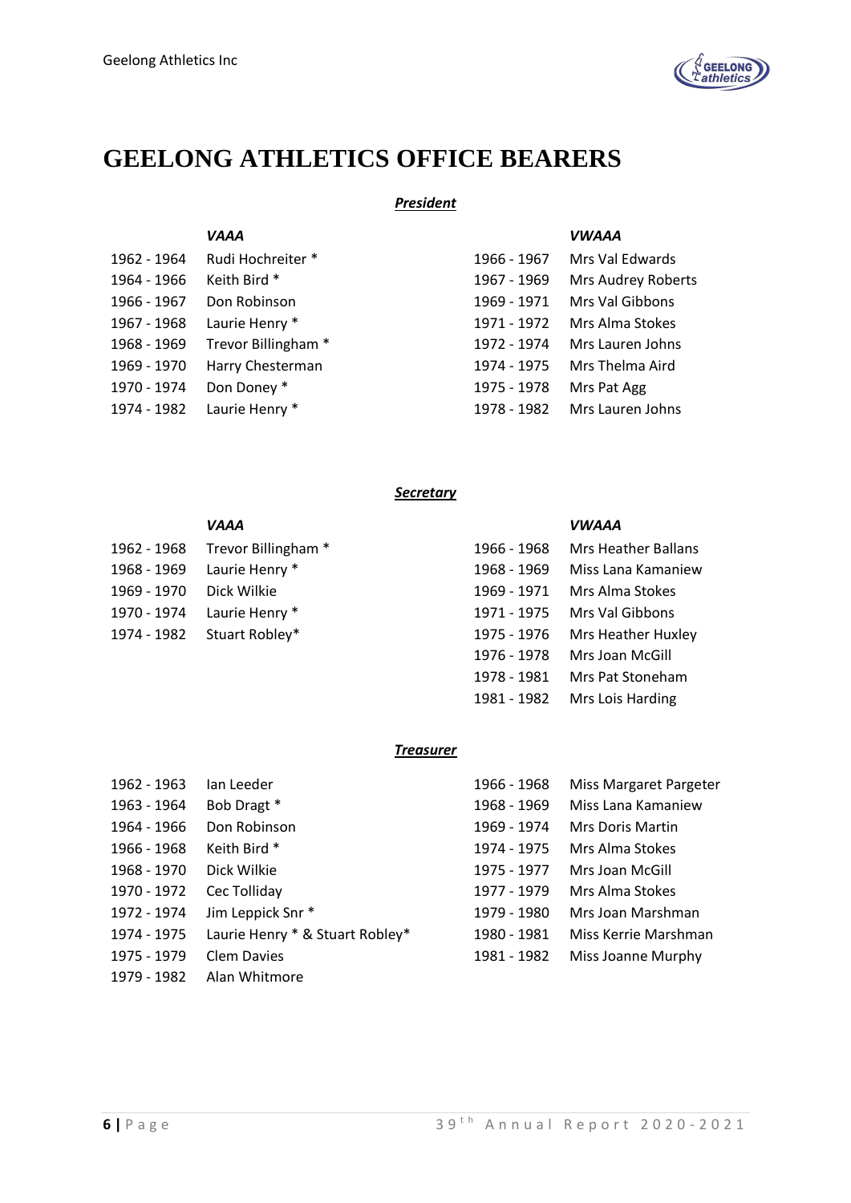# GEELONG ATHLETICS OFFICE BEARERS

## ***President***

| | *VAAA* | | *VWAAA* |
|---|---|---|---|
| 1962 - 1964 | Rudi Hochreiter * | 1966 - 1967 | Mrs Val Edwards |
| 1964 - 1966 | Keith Bird * | 1967 - 1969 | Mrs Audrey Roberts |
| 1966 - 1967 | Don Robinson | 1969 - 1971 | Mrs Val Gibbons |
| 1967 - 1968 | Laurie Henry * | 1971 - 1972 | Mrs Alma Stokes |
| 1968 - 1969 | Trevor Billingham * | 1972 - 1974 | Mrs Lauren Johns |
| 1969 - 1970 | Harry Chesterman | 1974 - 1975 | Mrs Thelma Aird |
| 1970 - 1974 | Don Doney * | 1975 - 1978 | Mrs Pat Agg |
| 1974 - 1982 | Laurie Henry * | 1978 - 1982 | Mrs Lauren Johns |

## ***Secretary***

| | *VAAA* | | *VWAAA* |
|---|---|---|---|
| 1962 - 1968 | Trevor Billingham * | 1966 - 1968 | Mrs Heather Ballans |
| 1968 - 1969 | Laurie Henry * | 1968 - 1969 | Miss Lana Kamaniew |
| 1969 - 1970 | Dick Wilkie | 1969 - 1971 | Mrs Alma Stokes |
| 1970 - 1974 | Laurie Henry * | 1971 - 1975 | Mrs Val Gibbons |
| 1974 - 1982 | Stuart Robley* | 1975 - 1976 | Mrs Heather Huxley |
| | | 1976 - 1978 | Mrs Joan McGill |
| | | 1978 - 1981 | Mrs Pat Stoneham |
| | | 1981 - 1982 | Mrs Lois Harding |

## ***Treasurer***

| | | | |
|---|---|---|---|
| 1962 - 1963 | Ian Leeder | 1966 - 1968 | Miss Margaret Pargeter |
| 1963 - 1964 | Bob Dragt * | 1968 - 1969 | Miss Lana Kamaniew |
| 1964 - 1966 | Don Robinson | 1969 - 1974 | Mrs Doris Martin |
| 1966 - 1968 | Keith Bird * | 1974 - 1975 | Mrs Alma Stokes |
| 1968 - 1970 | Dick Wilkie | 1975 - 1977 | Mrs Joan McGill |
| 1970 - 1972 | Cec Tolliday | 1977 - 1979 | Mrs Alma Stokes |
| 1972 - 1974 | Jim Leppick Snr * | 1979 - 1980 | Mrs Joan Marshman |
| 1974 - 1975 | Laurie Henry * & Stuart Robley* | 1980 - 1981 | Miss Kerrie Marshman |
| 1975 - 1979 | Clem Davies | 1981 - 1982 | Miss Joanne Murphy |
| 1979 - 1982 | Alan Whitmore | | |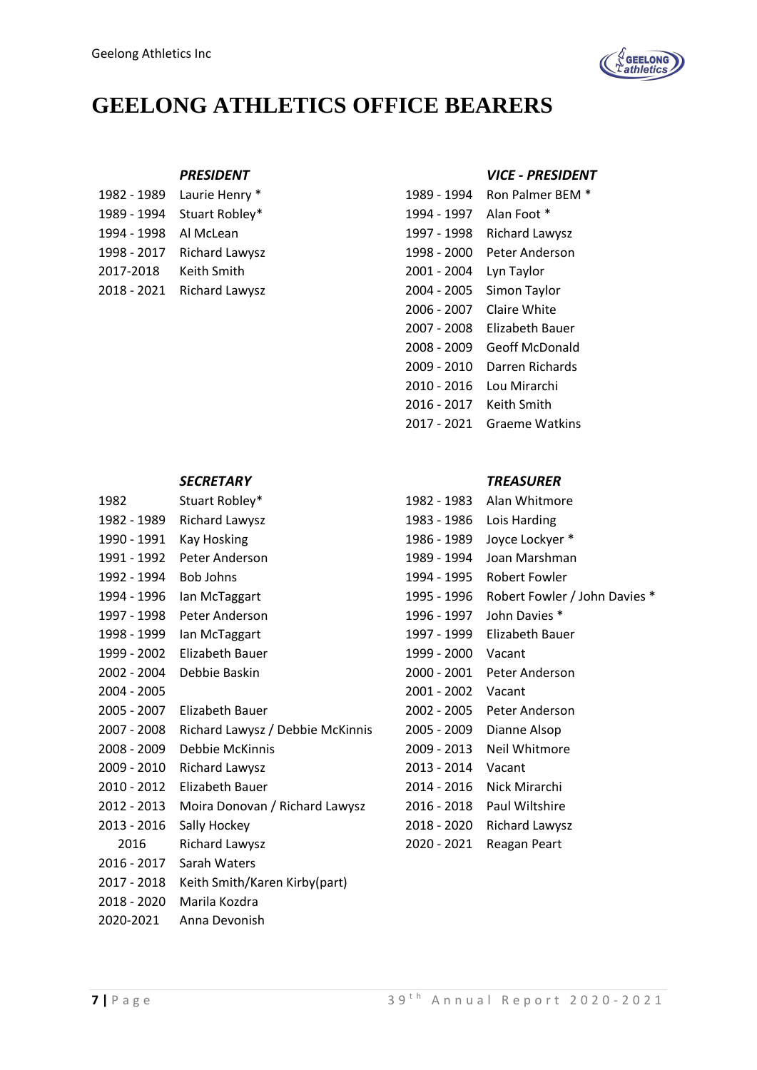# GEELONG ATHLETICS OFFICE BEARERS

### *PRESIDENT*

| Years | Name |
|---|---|
| 1982 - 1989 | Laurie Henry * |
| 1989 - 1994 | Stuart Robley* |
| 1994 - 1998 | Al McLean |
| 1998 - 2017 | Richard Lawysz |
| 2017-2018 | Keith Smith |
| 2018 - 2021 | Richard Lawysz |

### *VICE - PRESIDENT*

| Years | Name |
|---|---|
| 1989 - 1994 | Ron Palmer BEM * |
| 1994 - 1997 | Alan Foot * |
| 1997 - 1998 | Richard Lawysz |
| 1998 - 2000 | Peter Anderson |
| 2001 - 2004 | Lyn Taylor |
| 2004 - 2005 | Simon Taylor |
| 2006 - 2007 | Claire White |
| 2007 - 2008 | Elizabeth Bauer |
| 2008 - 2009 | Geoff McDonald |
| 2009 - 2010 | Darren Richards |
| 2010 - 2016 | Lou Mirarchi |
| 2016 - 2017 | Keith Smith |
| 2017 - 2021 | Graeme Watkins |

### *SECRETARY*

| Years | Name |
|---|---|
| 1982 | Stuart Robley* |
| 1982 - 1989 | Richard Lawysz |
| 1990 - 1991 | Kay Hosking |
| 1991 - 1992 | Peter Anderson |
| 1992 - 1994 | Bob Johns |
| 1994 - 1996 | Ian McTaggart |
| 1997 - 1998 | Peter Anderson |
| 1998 - 1999 | Ian McTaggart |
| 1999 - 2002 | Elizabeth Bauer |
| 2002 - 2004 | Debbie Baskin |
| 2004 - 2005 | |
| 2005 - 2007 | Elizabeth Bauer |
| 2007 - 2008 | Richard Lawysz / Debbie McKinnis |
| 2008 - 2009 | Debbie McKinnis |
| 2009 - 2010 | Richard Lawysz |
| 2010 - 2012 | Elizabeth Bauer |
| 2012 - 2013 | Moira Donovan / Richard Lawysz |
| 2013 - 2016 | Sally Hockey |
| 2016 | Richard Lawysz |
| 2016 - 2017 | Sarah Waters |
| 2017 - 2018 | Keith Smith/Karen Kirby(part) |
| 2018 - 2020 | Marila Kozdra |
| 2020-2021 | Anna Devonish |

### *TREASURER*

| Years | Name |
|---|---|
| 1982 - 1983 | Alan Whitmore |
| 1983 - 1986 | Lois Harding |
| 1986 - 1989 | Joyce Lockyer * |
| 1989 - 1994 | Joan Marshman |
| 1994 - 1995 | Robert Fowler |
| 1995 - 1996 | Robert Fowler / John Davies * |
| 1996 - 1997 | John Davies * |
| 1997 - 1999 | Elizabeth Bauer |
| 1999 - 2000 | Vacant |
| 2000 - 2001 | Peter Anderson |
| 2001 - 2002 | Vacant |
| 2002 - 2005 | Peter Anderson |
| 2005 - 2009 | Dianne Alsop |
| 2009 - 2013 | Neil Whitmore |
| 2013 - 2014 | Vacant |
| 2014 - 2016 | Nick Mirarchi |
| 2016 - 2018 | Paul Wiltshire |
| 2018 - 2020 | Richard Lawysz |
| 2020 - 2021 | Reagan Peart |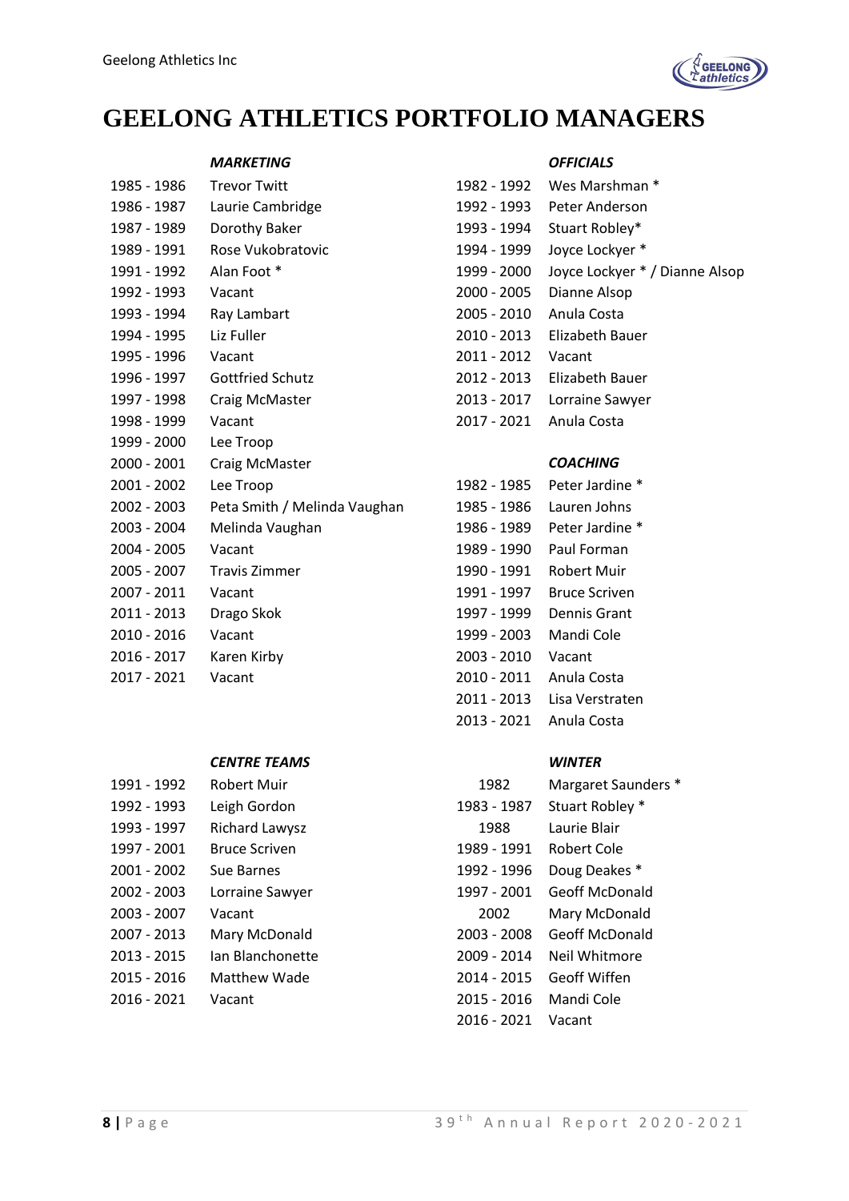# GEELONG ATHLETICS PORTFOLIO MANAGERS

### *MARKETING*

| | |
|---|---|
| 1985 - 1986 | Trevor Twitt |
| 1986 - 1987 | Laurie Cambridge |
| 1987 - 1989 | Dorothy Baker |
| 1989 - 1991 | Rose Vukobratovic |
| 1991 - 1992 | Alan Foot * |
| 1992 - 1993 | Vacant |
| 1993 - 1994 | Ray Lambart |
| 1994 - 1995 | Liz Fuller |
| 1995 - 1996 | Vacant |
| 1996 - 1997 | Gottfried Schutz |
| 1997 - 1998 | Craig McMaster |
| 1998 - 1999 | Vacant |
| 1999 - 2000 | Lee Troop |
| 2000 - 2001 | Craig McMaster |
| 2001 - 2002 | Lee Troop |
| 2002 - 2003 | Peta Smith / Melinda Vaughan |
| 2003 - 2004 | Melinda Vaughan |
| 2004 - 2005 | Vacant |
| 2005 - 2007 | Travis Zimmer |
| 2007 - 2011 | Vacant |
| 2011 - 2013 | Drago Skok |
| 2010 - 2016 | Vacant |
| 2016 - 2017 | Karen Kirby |
| 2017 - 2021 | Vacant |

### *OFFICIALS*

| | |
|---|---|
| 1982 - 1992 | Wes Marshman * |
| 1992 - 1993 | Peter Anderson |
| 1993 - 1994 | Stuart Robley* |
| 1994 - 1999 | Joyce Lockyer * |
| 1999 - 2000 | Joyce Lockyer * / Dianne Alsop |
| 2000 - 2005 | Dianne Alsop |
| 2005 - 2010 | Anula Costa |
| 2010 - 2013 | Elizabeth Bauer |
| 2011 - 2012 | Vacant |
| 2012 - 2013 | Elizabeth Bauer |
| 2013 - 2017 | Lorraine Sawyer |
| 2017 - 2021 | Anula Costa |

### *COACHING*

| | |
|---|---|
| 1982 - 1985 | Peter Jardine * |
| 1985 - 1986 | Lauren Johns |
| 1986 - 1989 | Peter Jardine * |
| 1989 - 1990 | Paul Forman |
| 1990 - 1991 | Robert Muir |
| 1991 - 1997 | Bruce Scriven |
| 1997 - 1999 | Dennis Grant |
| 1999 - 2003 | Mandi Cole |
| 2003 - 2010 | Vacant |
| 2010 - 2011 | Anula Costa |
| 2011 - 2013 | Lisa Verstraten |
| 2013 - 2021 | Anula Costa |

### *CENTRE TEAMS*

| | |
|---|---|
| 1991 - 1992 | Robert Muir |
| 1992 - 1993 | Leigh Gordon |
| 1993 - 1997 | Richard Lawysz |
| 1997 - 2001 | Bruce Scriven |
| 2001 - 2002 | Sue Barnes |
| 2002 - 2003 | Lorraine Sawyer |
| 2003 - 2007 | Vacant |
| 2007 - 2013 | Mary McDonald |
| 2013 - 2015 | Ian Blanchonette |
| 2015 - 2016 | Matthew Wade |
| 2016 - 2021 | Vacant |

### *WINTER*

| | |
|---|---|
| 1982 | Margaret Saunders * |
| 1983 - 1987 | Stuart Robley * |
| 1988 | Laurie Blair |
| 1989 - 1991 | Robert Cole |
| 1992 - 1996 | Doug Deakes * |
| 1997 - 2001 | Geoff McDonald |
| 2002 | Mary McDonald |
| 2003 - 2008 | Geoff McDonald |
| 2009 - 2014 | Neil Whitmore |
| 2014 - 2015 | Geoff Wiffen |
| 2015 - 2016 | Mandi Cole |
| 2016 - 2021 | Vacant |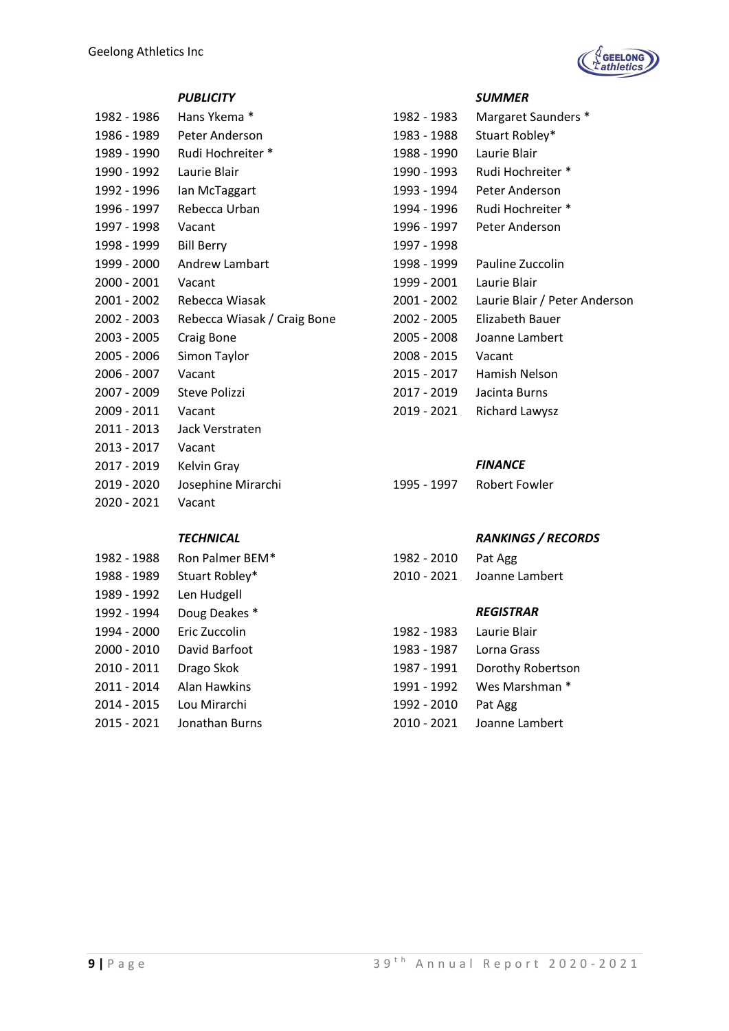### *PUBLICITY*

| | |
|---|---|
| 1982 - 1986 | Hans Ykema * |
| 1986 - 1989 | Peter Anderson |
| 1989 - 1990 | Rudi Hochreiter * |
| 1990 - 1992 | Laurie Blair |
| 1992 - 1996 | Ian McTaggart |
| 1996 - 1997 | Rebecca Urban |
| 1997 - 1998 | Vacant |
| 1998 - 1999 | Bill Berry |
| 1999 - 2000 | Andrew Lambart |
| 2000 - 2001 | Vacant |
| 2001 - 2002 | Rebecca Wiasak |
| 2002 - 2003 | Rebecca Wiasak / Craig Bone |
| 2003 - 2005 | Craig Bone |
| 2005 - 2006 | Simon Taylor |
| 2006 - 2007 | Vacant |
| 2007 - 2009 | Steve Polizzi |
| 2009 - 2011 | Vacant |
| 2011 - 2013 | Jack Verstraten |
| 2013 - 2017 | Vacant |
| 2017 - 2019 | Kelvin Gray |
| 2019 - 2020 | Josephine Mirarchi |
| 2020 - 2021 | Vacant |

### *TECHNICAL*

| | |
|---|---|
| 1982 - 1988 | Ron Palmer BEM* |
| 1988 - 1989 | Stuart Robley* |
| 1989 - 1992 | Len Hudgell |
| 1992 - 1994 | Doug Deakes * |
| 1994 - 2000 | Eric Zuccolin |
| 2000 - 2010 | David Barfoot |
| 2010 - 2011 | Drago Skok |
| 2011 - 2014 | Alan Hawkins |
| 2014 - 2015 | Lou Mirarchi |
| 2015 - 2021 | Jonathan Burns |

### *SUMMER*

| | |
|---|---|
| 1982 - 1983 | Margaret Saunders * |
| 1983 - 1988 | Stuart Robley* |
| 1988 - 1990 | Laurie Blair |
| 1990 - 1993 | Rudi Hochreiter * |
| 1993 - 1994 | Peter Anderson |
| 1994 - 1996 | Rudi Hochreiter * |
| 1996 - 1997 | Peter Anderson |
| 1997 - 1998 | |
| 1998 - 1999 | Pauline Zuccolin |
| 1999 - 2001 | Laurie Blair |
| 2001 - 2002 | Laurie Blair / Peter Anderson |
| 2002 - 2005 | Elizabeth Bauer |
| 2005 - 2008 | Joanne Lambert |
| 2008 - 2015 | Vacant |
| 2015 - 2017 | Hamish Nelson |
| 2017 - 2019 | Jacinta Burns |
| 2019 - 2021 | Richard Lawysz |

### *FINANCE*

| | |
|---|---|
| 1995 - 1997 | Robert Fowler |

### *RANKINGS / RECORDS*

| | |
|---|---|
| 1982 - 2010 | Pat Agg |
| 2010 - 2021 | Joanne Lambert |

### *REGISTRAR*

| | |
|---|---|
| 1982 - 1983 | Laurie Blair |
| 1983 - 1987 | Lorna Grass |
| 1987 - 1991 | Dorothy Robertson |
| 1991 - 1992 | Wes Marshman * |
| 1992 - 2010 | Pat Agg |
| 2010 - 2021 | Joanne Lambert |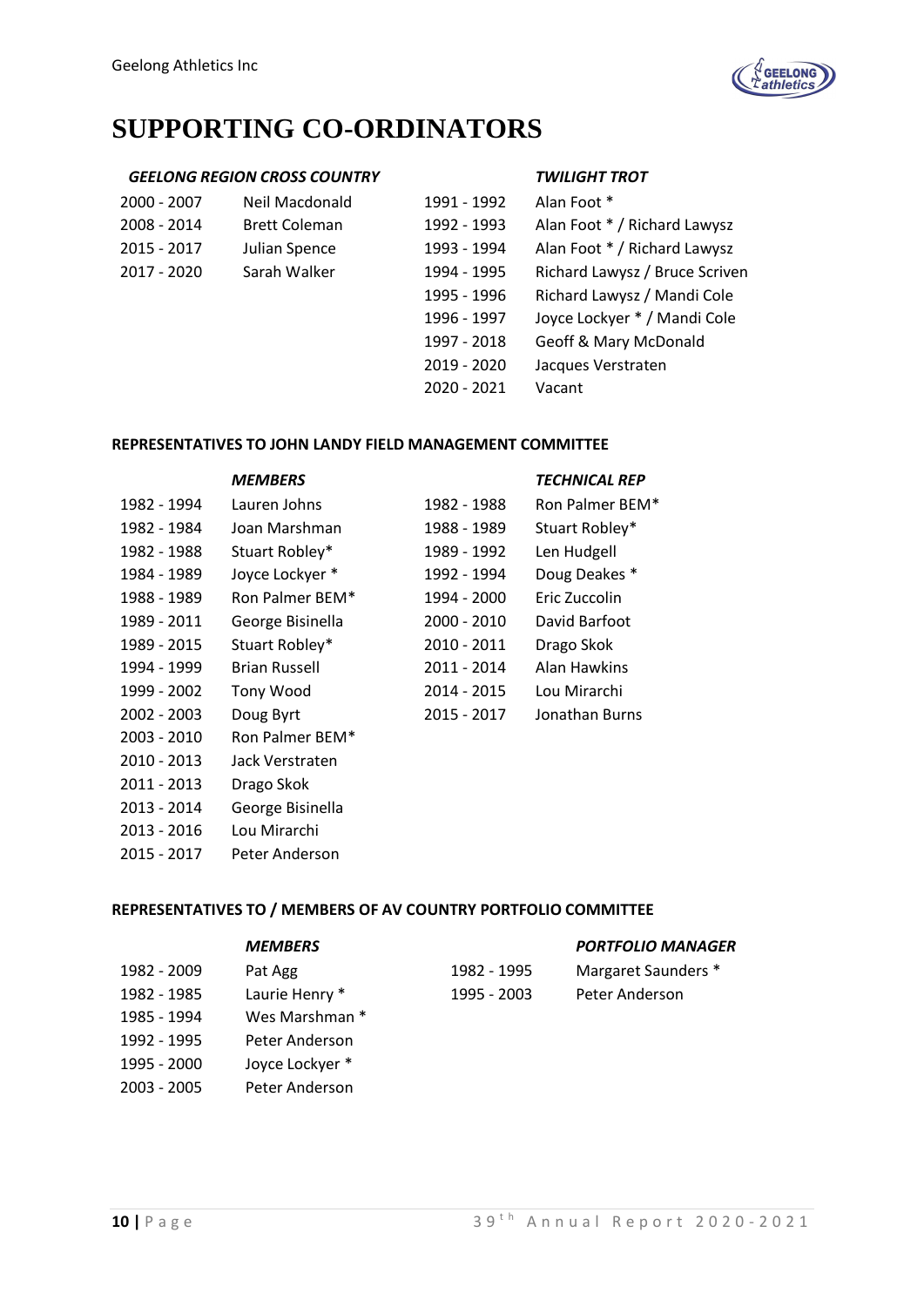# SUPPORTING CO-ORDINATORS

| ***GEELONG REGION CROSS COUNTRY*** | | | ***TWILIGHT TROT*** |
|---|---|---|---|
| 2000 - 2007 | Neil Macdonald | 1991 - 1992 | Alan Foot * |
| 2008 - 2014 | Brett Coleman | 1992 - 1993 | Alan Foot * / Richard Lawysz |
| 2015 - 2017 | Julian Spence | 1993 - 1994 | Alan Foot * / Richard Lawysz |
| 2017 - 2020 | Sarah Walker | 1994 - 1995 | Richard Lawysz / Bruce Scriven |
| | | 1995 - 1996 | Richard Lawysz / Mandi Cole |
| | | 1996 - 1997 | Joyce Lockyer * / Mandi Cole |
| | | 1997 - 2018 | Geoff & Mary McDonald |
| | | 2019 - 2020 | Jacques Verstraten |
| | | 2020 - 2021 | Vacant |

**REPRESENTATIVES TO JOHN LANDY FIELD MANAGEMENT COMMITTEE**

| | ***MEMBERS*** | | ***TECHNICAL REP*** |
|---|---|---|---|
| 1982 - 1994 | Lauren Johns | 1982 - 1988 | Ron Palmer BEM* |
| 1982 - 1984 | Joan Marshman | 1988 - 1989 | Stuart Robley* |
| 1982 - 1988 | Stuart Robley* | 1989 - 1992 | Len Hudgell |
| 1984 - 1989 | Joyce Lockyer * | 1992 - 1994 | Doug Deakes * |
| 1988 - 1989 | Ron Palmer BEM* | 1994 - 2000 | Eric Zuccolin |
| 1989 - 2011 | George Bisinella | 2000 - 2010 | David Barfoot |
| 1989 - 2015 | Stuart Robley* | 2010 - 2011 | Drago Skok |
| 1994 - 1999 | Brian Russell | 2011 - 2014 | Alan Hawkins |
| 1999 - 2002 | Tony Wood | 2014 - 2015 | Lou Mirarchi |
| 2002 - 2003 | Doug Byrt | 2015 - 2017 | Jonathan Burns |
| 2003 - 2010 | Ron Palmer BEM* | | |
| 2010 - 2013 | Jack Verstraten | | |
| 2011 - 2013 | Drago Skok | | |
| 2013 - 2014 | George Bisinella | | |
| 2013 - 2016 | Lou Mirarchi | | |
| 2015 - 2017 | Peter Anderson | | |

**REPRESENTATIVES TO / MEMBERS OF AV COUNTRY PORTFOLIO COMMITTEE**

| | ***MEMBERS*** | | ***PORTFOLIO MANAGER*** |
|---|---|---|---|
| 1982 - 2009 | Pat Agg | 1982 - 1995 | Margaret Saunders * |
| 1982 - 1985 | Laurie Henry * | 1995 - 2003 | Peter Anderson |
| 1985 - 1994 | Wes Marshman * | | |
| 1992 - 1995 | Peter Anderson | | |
| 1995 - 2000 | Joyce Lockyer * | | |
| 2003 - 2005 | Peter Anderson | | |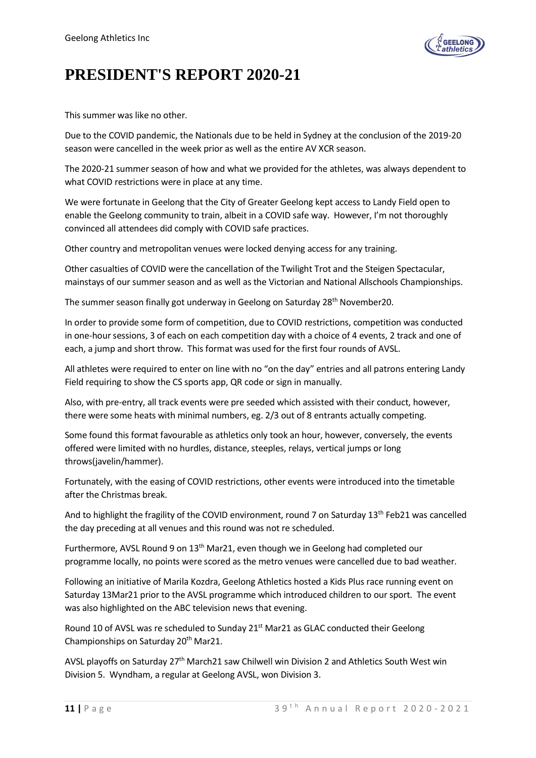# PRESIDENT'S REPORT 2020-21

This summer was like no other.

Due to the COVID pandemic, the Nationals due to be held in Sydney at the conclusion of the 2019-20 season were cancelled in the week prior as well as the entire AV XCR season.

The 2020-21 summer season of how and what we provided for the athletes, was always dependent to what COVID restrictions were in place at any time.

We were fortunate in Geelong that the City of Greater Geelong kept access to Landy Field open to enable the Geelong community to train, albeit in a COVID safe way. However, I'm not thoroughly convinced all attendees did comply with COVID safe practices.

Other country and metropolitan venues were locked denying access for any training.

Other casualties of COVID were the cancellation of the Twilight Trot and the Steigen Spectacular, mainstays of our summer season and as well as the Victorian and National Allschools Championships.

The summer season finally got underway in Geelong on Saturday 28th November20.

In order to provide some form of competition, due to COVID restrictions, competition was conducted in one-hour sessions, 3 of each on each competition day with a choice of 4 events, 2 track and one of each, a jump and short throw. This format was used for the first four rounds of AVSL.

All athletes were required to enter on line with no "on the day" entries and all patrons entering Landy Field requiring to show the CS sports app, QR code or sign in manually.

Also, with pre-entry, all track events were pre seeded which assisted with their conduct, however, there were some heats with minimal numbers, eg. 2/3 out of 8 entrants actually competing.

Some found this format favourable as athletics only took an hour, however, conversely, the events offered were limited with no hurdles, distance, steeples, relays, vertical jumps or long throws(javelin/hammer).

Fortunately, with the easing of COVID restrictions, other events were introduced into the timetable after the Christmas break.

And to highlight the fragility of the COVID environment, round 7 on Saturday 13th Feb21 was cancelled the day preceding at all venues and this round was not re scheduled.

Furthermore, AVSL Round 9 on 13th Mar21, even though we in Geelong had completed our programme locally, no points were scored as the metro venues were cancelled due to bad weather.

Following an initiative of Marila Kozdra, Geelong Athletics hosted a Kids Plus race running event on Saturday 13Mar21 prior to the AVSL programme which introduced children to our sport. The event was also highlighted on the ABC television news that evening.

Round 10 of AVSL was re scheduled to Sunday 21st Mar21 as GLAC conducted their Geelong Championships on Saturday 20th Mar21.

AVSL playoffs on Saturday 27th March21 saw Chilwell win Division 2 and Athletics South West win Division 5. Wyndham, a regular at Geelong AVSL, won Division 3.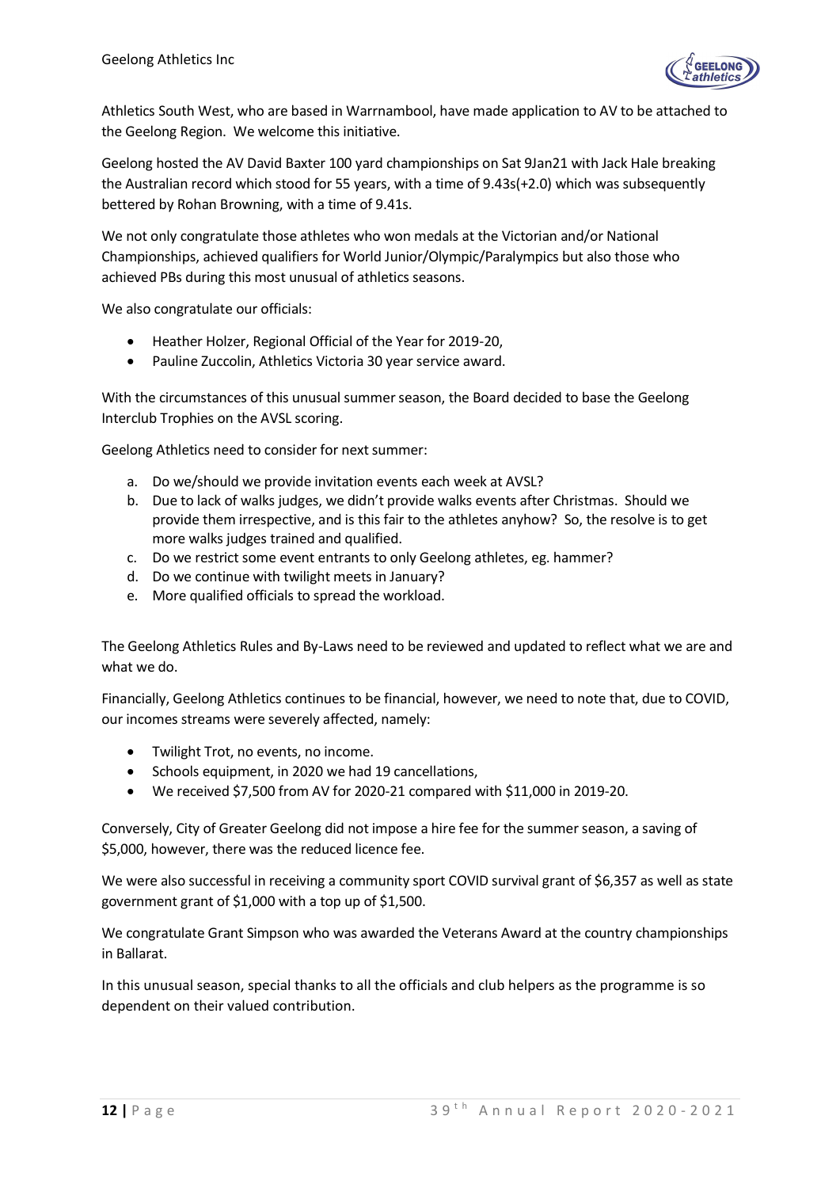Athletics South West, who are based in Warrnambool, have made application to AV to be attached to the Geelong Region. We welcome this initiative.

Geelong hosted the AV David Baxter 100 yard championships on Sat 9Jan21 with Jack Hale breaking the Australian record which stood for 55 years, with a time of 9.43s(+2.0) which was subsequently bettered by Rohan Browning, with a time of 9.41s.

We not only congratulate those athletes who won medals at the Victorian and/or National Championships, achieved qualifiers for World Junior/Olympic/Paralympics but also those who achieved PBs during this most unusual of athletics seasons.

We also congratulate our officials:

- Heather Holzer, Regional Official of the Year for 2019-20,
- Pauline Zuccolin, Athletics Victoria 30 year service award.

With the circumstances of this unusual summer season, the Board decided to base the Geelong Interclub Trophies on the AVSL scoring.

Geelong Athletics need to consider for next summer:

a. Do we/should we provide invitation events each week at AVSL?
b. Due to lack of walks judges, we didn't provide walks events after Christmas. Should we provide them irrespective, and is this fair to the athletes anyhow? So, the resolve is to get more walks judges trained and qualified.
c. Do we restrict some event entrants to only Geelong athletes, eg. hammer?
d. Do we continue with twilight meets in January?
e. More qualified officials to spread the workload.

The Geelong Athletics Rules and By-Laws need to be reviewed and updated to reflect what we are and what we do.

Financially, Geelong Athletics continues to be financial, however, we need to note that, due to COVID, our incomes streams were severely affected, namely:

- Twilight Trot, no events, no income.
- Schools equipment, in 2020 we had 19 cancellations,
- We received $7,500 from AV for 2020-21 compared with $11,000 in 2019-20.

Conversely, City of Greater Geelong did not impose a hire fee for the summer season, a saving of $5,000, however, there was the reduced licence fee.

We were also successful in receiving a community sport COVID survival grant of $6,357 as well as state government grant of $1,000 with a top up of $1,500.

We congratulate Grant Simpson who was awarded the Veterans Award at the country championships in Ballarat.

In this unusual season, special thanks to all the officials and club helpers as the programme is so dependent on their valued contribution.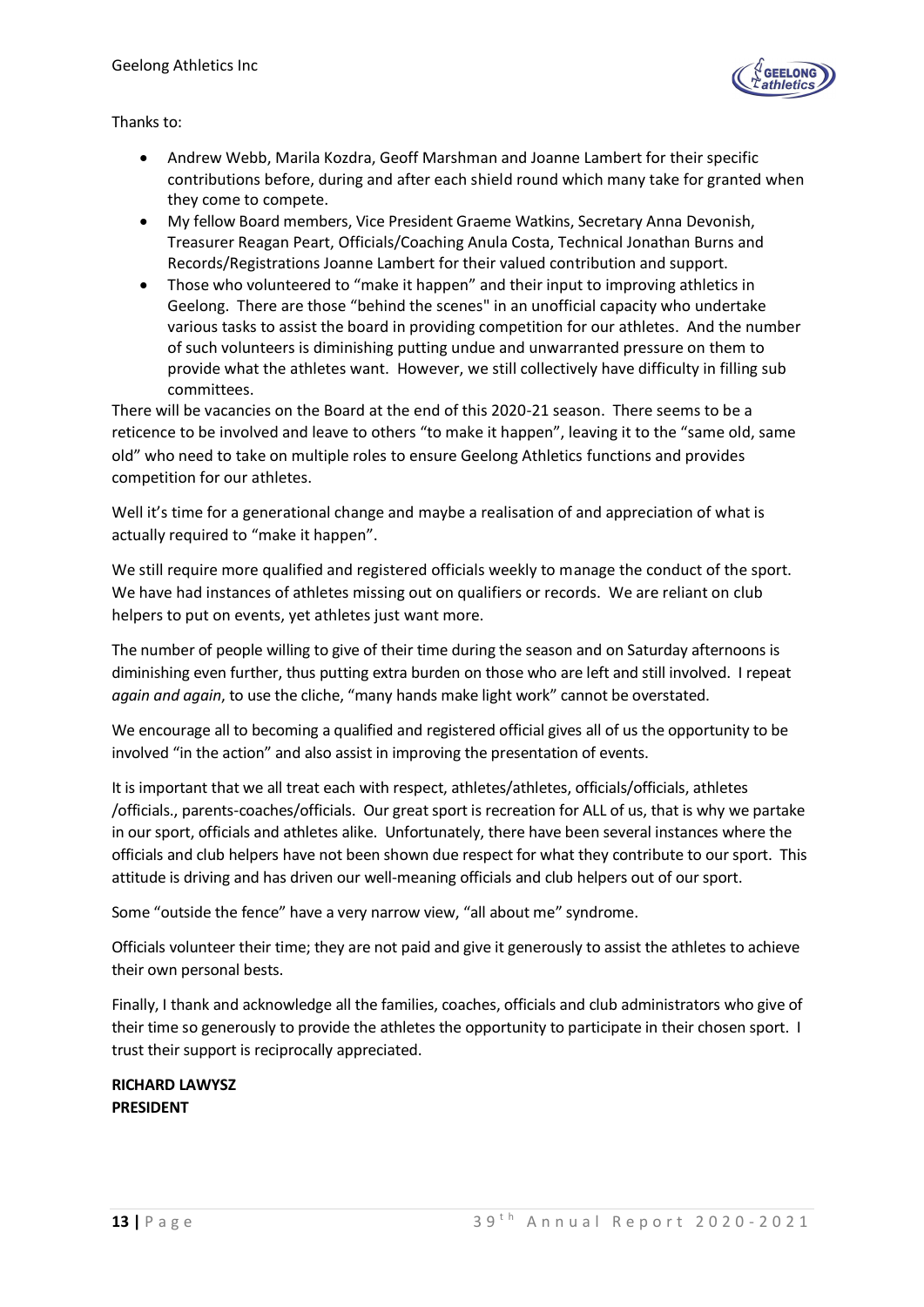Thanks to:

- Andrew Webb, Marila Kozdra, Geoff Marshman and Joanne Lambert for their specific contributions before, during and after each shield round which many take for granted when they come to compete.
- My fellow Board members, Vice President Graeme Watkins, Secretary Anna Devonish, Treasurer Reagan Peart, Officials/Coaching Anula Costa, Technical Jonathan Burns and Records/Registrations Joanne Lambert for their valued contribution and support.
- Those who volunteered to "make it happen" and their input to improving athletics in Geelong. There are those "behind the scenes" in an unofficial capacity who undertake various tasks to assist the board in providing competition for our athletes. And the number of such volunteers is diminishing putting undue and unwarranted pressure on them to provide what the athletes want. However, we still collectively have difficulty in filling sub committees.

There will be vacancies on the Board at the end of this 2020-21 season. There seems to be a reticence to be involved and leave to others "to make it happen", leaving it to the "same old, same old" who need to take on multiple roles to ensure Geelong Athletics functions and provides competition for our athletes.

Well it's time for a generational change and maybe a realisation of and appreciation of what is actually required to "make it happen".

We still require more qualified and registered officials weekly to manage the conduct of the sport. We have had instances of athletes missing out on qualifiers or records. We are reliant on club helpers to put on events, yet athletes just want more.

The number of people willing to give of their time during the season and on Saturday afternoons is diminishing even further, thus putting extra burden on those who are left and still involved. I repeat *again and again*, to use the cliche, "many hands make light work" cannot be overstated.

We encourage all to becoming a qualified and registered official gives all of us the opportunity to be involved "in the action" and also assist in improving the presentation of events.

It is important that we all treat each with respect, athletes/athletes, officials/officials, athletes /officials., parents-coaches/officials. Our great sport is recreation for ALL of us, that is why we partake in our sport, officials and athletes alike. Unfortunately, there have been several instances where the officials and club helpers have not been shown due respect for what they contribute to our sport. This attitude is driving and has driven our well-meaning officials and club helpers out of our sport.

Some "outside the fence" have a very narrow view, "all about me" syndrome.

Officials volunteer their time; they are not paid and give it generously to assist the athletes to achieve their own personal bests.

Finally, I thank and acknowledge all the families, coaches, officials and club administrators who give of their time so generously to provide the athletes the opportunity to participate in their chosen sport. I trust their support is reciprocally appreciated.

**RICHARD LAWYSZ**
**PRESIDENT**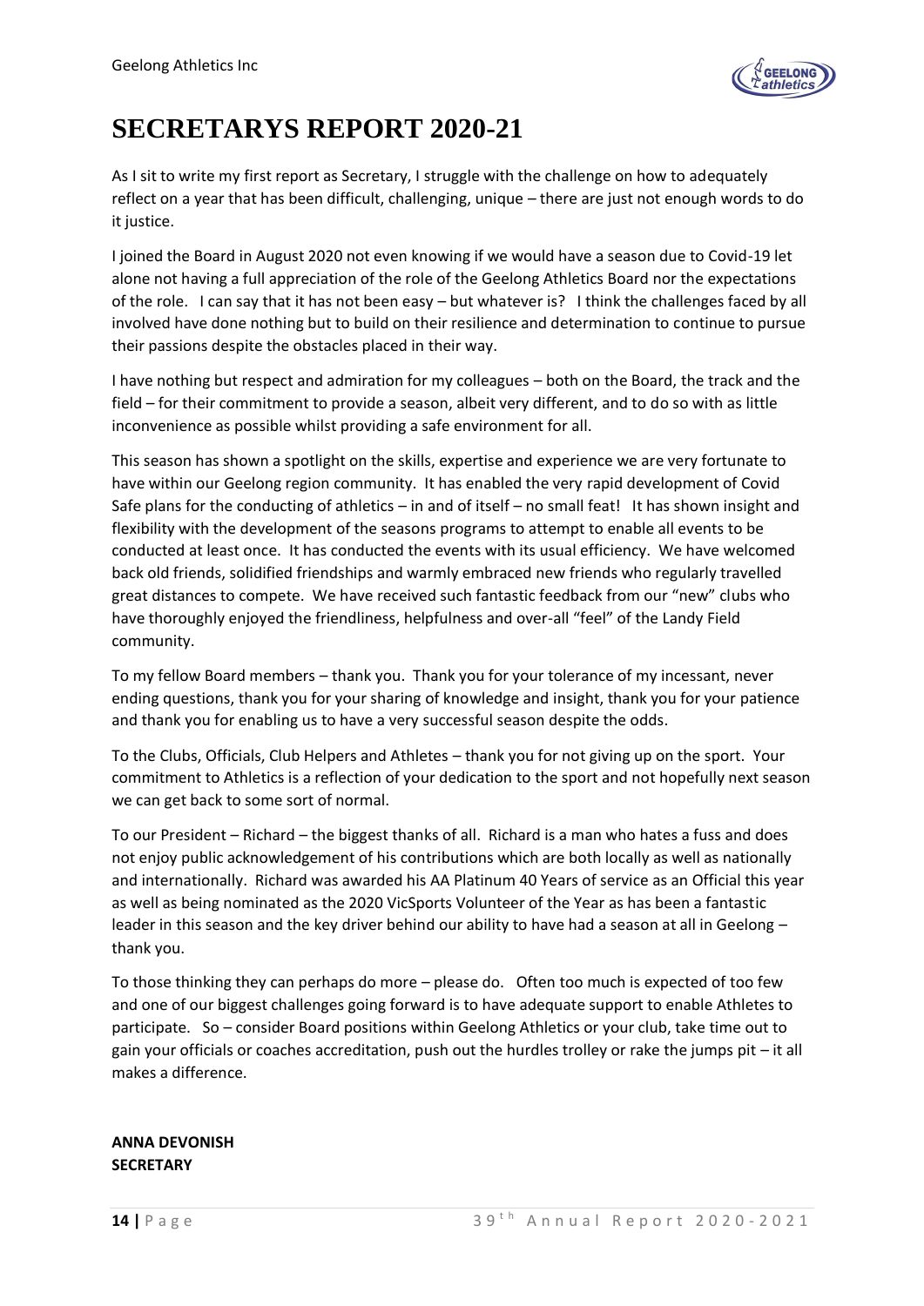# SECRETARYS REPORT 2020-21

As I sit to write my first report as Secretary, I struggle with the challenge on how to adequately reflect on a year that has been difficult, challenging, unique – there are just not enough words to do it justice.

I joined the Board in August 2020 not even knowing if we would have a season due to Covid-19 let alone not having a full appreciation of the role of the Geelong Athletics Board nor the expectations of the role. I can say that it has not been easy – but whatever is? I think the challenges faced by all involved have done nothing but to build on their resilience and determination to continue to pursue their passions despite the obstacles placed in their way.

I have nothing but respect and admiration for my colleagues – both on the Board, the track and the field – for their commitment to provide a season, albeit very different, and to do so with as little inconvenience as possible whilst providing a safe environment for all.

This season has shown a spotlight on the skills, expertise and experience we are very fortunate to have within our Geelong region community. It has enabled the very rapid development of Covid Safe plans for the conducting of athletics – in and of itself – no small feat! It has shown insight and flexibility with the development of the seasons programs to attempt to enable all events to be conducted at least once. It has conducted the events with its usual efficiency. We have welcomed back old friends, solidified friendships and warmly embraced new friends who regularly travelled great distances to compete. We have received such fantastic feedback from our "new" clubs who have thoroughly enjoyed the friendliness, helpfulness and over-all "feel" of the Landy Field community.

To my fellow Board members – thank you. Thank you for your tolerance of my incessant, never ending questions, thank you for your sharing of knowledge and insight, thank you for your patience and thank you for enabling us to have a very successful season despite the odds.

To the Clubs, Officials, Club Helpers and Athletes – thank you for not giving up on the sport. Your commitment to Athletics is a reflection of your dedication to the sport and not hopefully next season we can get back to some sort of normal.

To our President – Richard – the biggest thanks of all. Richard is a man who hates a fuss and does not enjoy public acknowledgement of his contributions which are both locally as well as nationally and internationally. Richard was awarded his AA Platinum 40 Years of service as an Official this year as well as being nominated as the 2020 VicSports Volunteer of the Year as has been a fantastic leader in this season and the key driver behind our ability to have had a season at all in Geelong – thank you.

To those thinking they can perhaps do more – please do. Often too much is expected of too few and one of our biggest challenges going forward is to have adequate support to enable Athletes to participate. So – consider Board positions within Geelong Athletics or your club, take time out to gain your officials or coaches accreditation, push out the hurdles trolley or rake the jumps pit – it all makes a difference.

**ANNA DEVONISH**
**SECRETARY**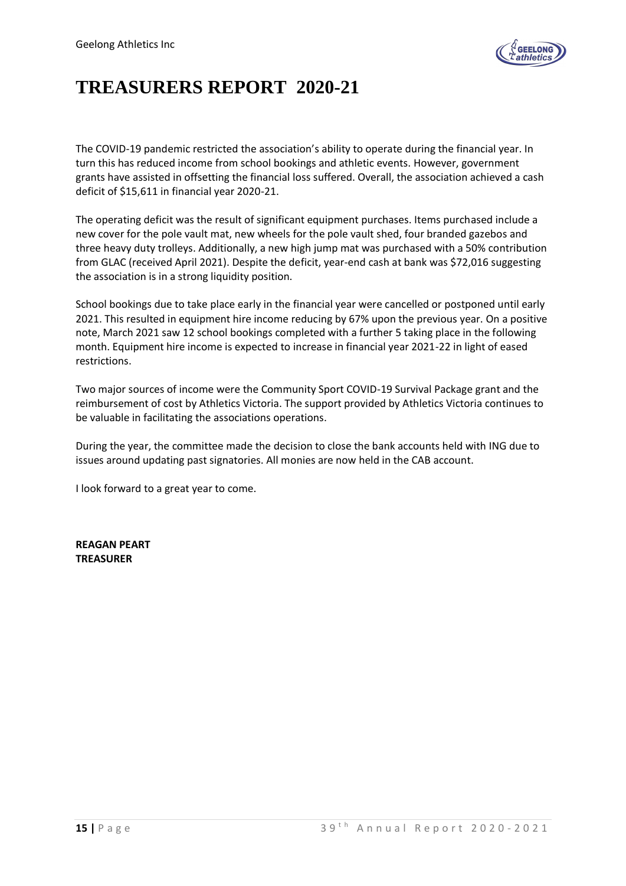# TREASURERS REPORT 2020-21

The COVID-19 pandemic restricted the association's ability to operate during the financial year. In turn this has reduced income from school bookings and athletic events. However, government grants have assisted in offsetting the financial loss suffered. Overall, the association achieved a cash deficit of $15,611 in financial year 2020-21.

The operating deficit was the result of significant equipment purchases. Items purchased include a new cover for the pole vault mat, new wheels for the pole vault shed, four branded gazebos and three heavy duty trolleys. Additionally, a new high jump mat was purchased with a 50% contribution from GLAC (received April 2021). Despite the deficit, year-end cash at bank was $72,016 suggesting the association is in a strong liquidity position.

School bookings due to take place early in the financial year were cancelled or postponed until early 2021. This resulted in equipment hire income reducing by 67% upon the previous year. On a positive note, March 2021 saw 12 school bookings completed with a further 5 taking place in the following month. Equipment hire income is expected to increase in financial year 2021-22 in light of eased restrictions.

Two major sources of income were the Community Sport COVID-19 Survival Package grant and the reimbursement of cost by Athletics Victoria. The support provided by Athletics Victoria continues to be valuable in facilitating the associations operations.

During the year, the committee made the decision to close the bank accounts held with ING due to issues around updating past signatories. All monies are now held in the CAB account.

I look forward to a great year to come.

**REAGAN PEART**
**TREASURER**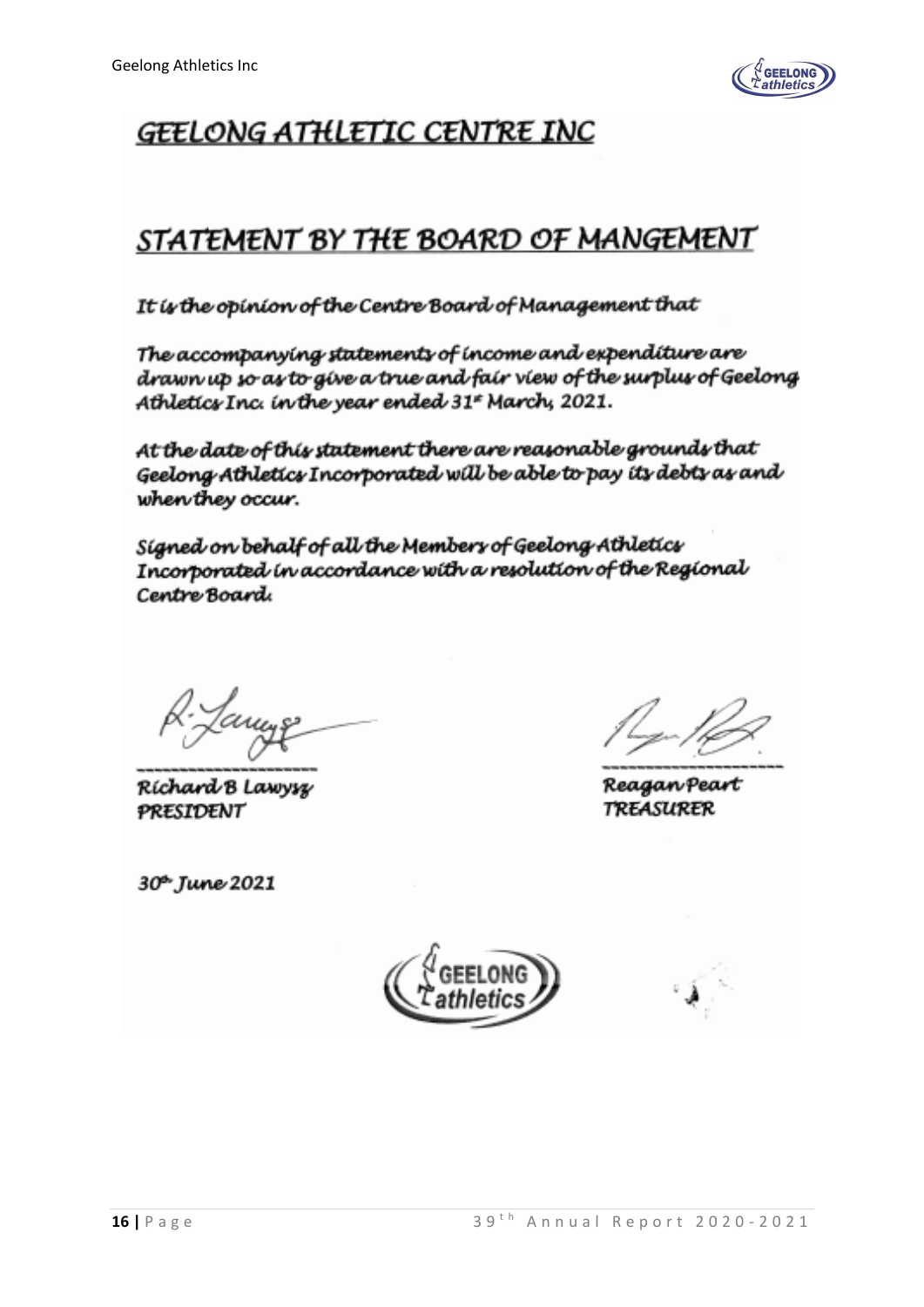# GEELONG ATHLETIC CENTRE INC

## STATEMENT BY THE BOARD OF MANGEMENT

It is the opinion of the Centre Board of Management that

The accompanying statements of income and expenditure are drawn up so as to give a true and fair view of the surplus of Geelong Athletics Inc. in the year ended 31st March, 2021.

At the date of this statement there are reasonable grounds that Geelong Athletics Incorporated will be able to pay its debts as and when they occur.

Signed on behalf of all the Members of Geelong Athletics Incorporated in accordance with a resolution of the Regional Centre Board.

Richard B Lawysz
PRESIDENT

Reagan Peart
TREASURER

30th June 2021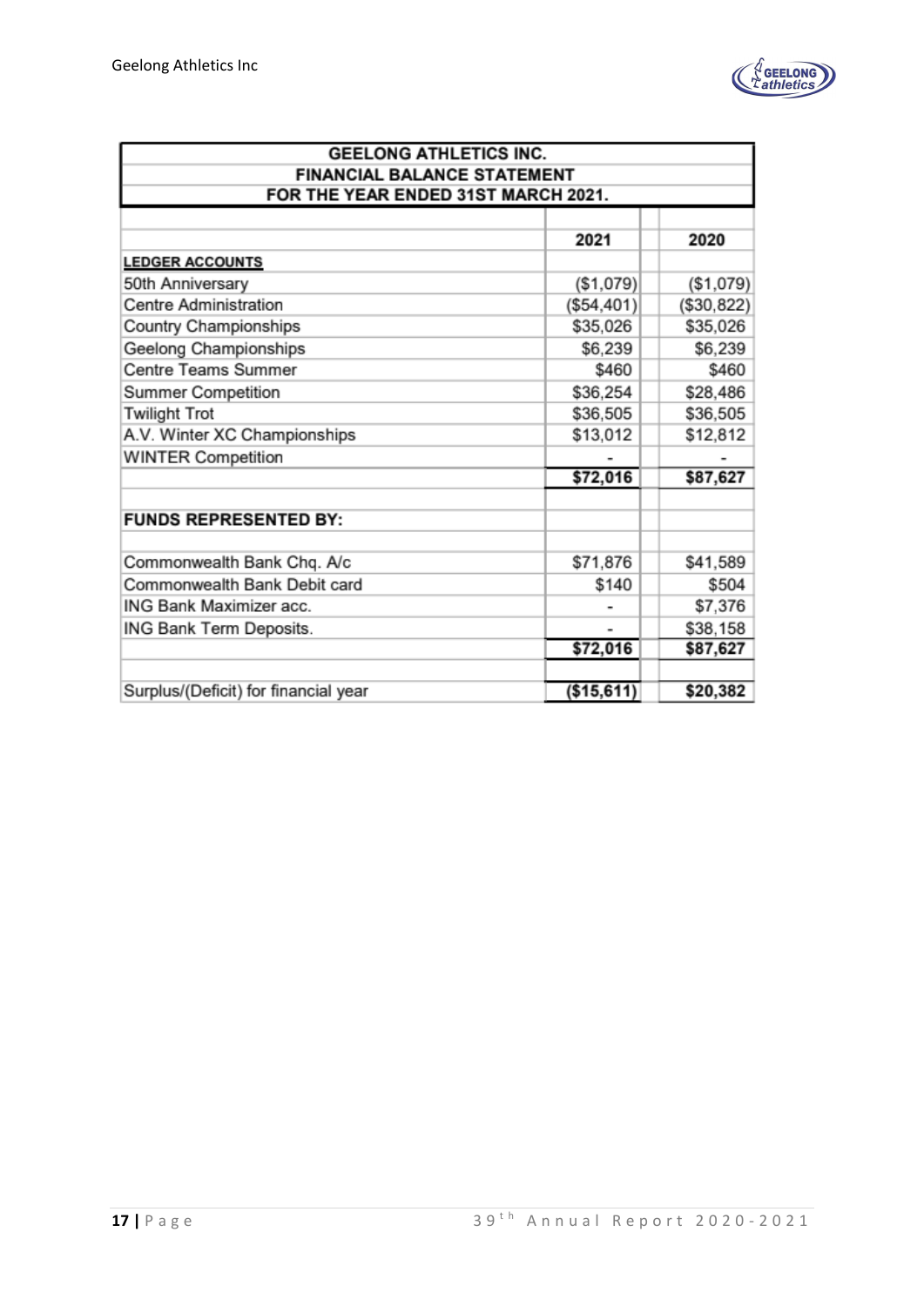## GEELONG ATHLETICS INC.
## FINANCIAL BALANCE STATEMENT
## FOR THE YEAR ENDED 31ST MARCH 2021.

| | 2021 | 2020 |
|---|---|---|
| **LEDGER ACCOUNTS** | | |
| 50th Anniversary | ($1,079) | ($1,079) |
| Centre Administration | ($54,401) | ($30,822) |
| Country Championships | $35,026 | $35,026 |
| Geelong Championships | $6,239 | $6,239 |
| Centre Teams Summer | $460 | $460 |
| Summer Competition | $36,254 | $28,486 |
| Twilight Trot | $36,505 | $36,505 |
| A.V. Winter XC Championships | $13,012 | $12,812 |
| WINTER Competition | - | - |
| | **$72,016** | **$87,627** |
| **FUNDS REPRESENTED BY:** | | |
| Commonwealth Bank Chq. A/c | $71,876 | $41,589 |
| Commonwealth Bank Debit card | $140 | $504 |
| ING Bank Maximizer acc. | - | $7,376 |
| ING Bank Term Deposits. | - | $38,158 |
| | **$72,016** | **$87,627** |
| Surplus/(Deficit) for financial year | **($15,611)** | **$20,382** |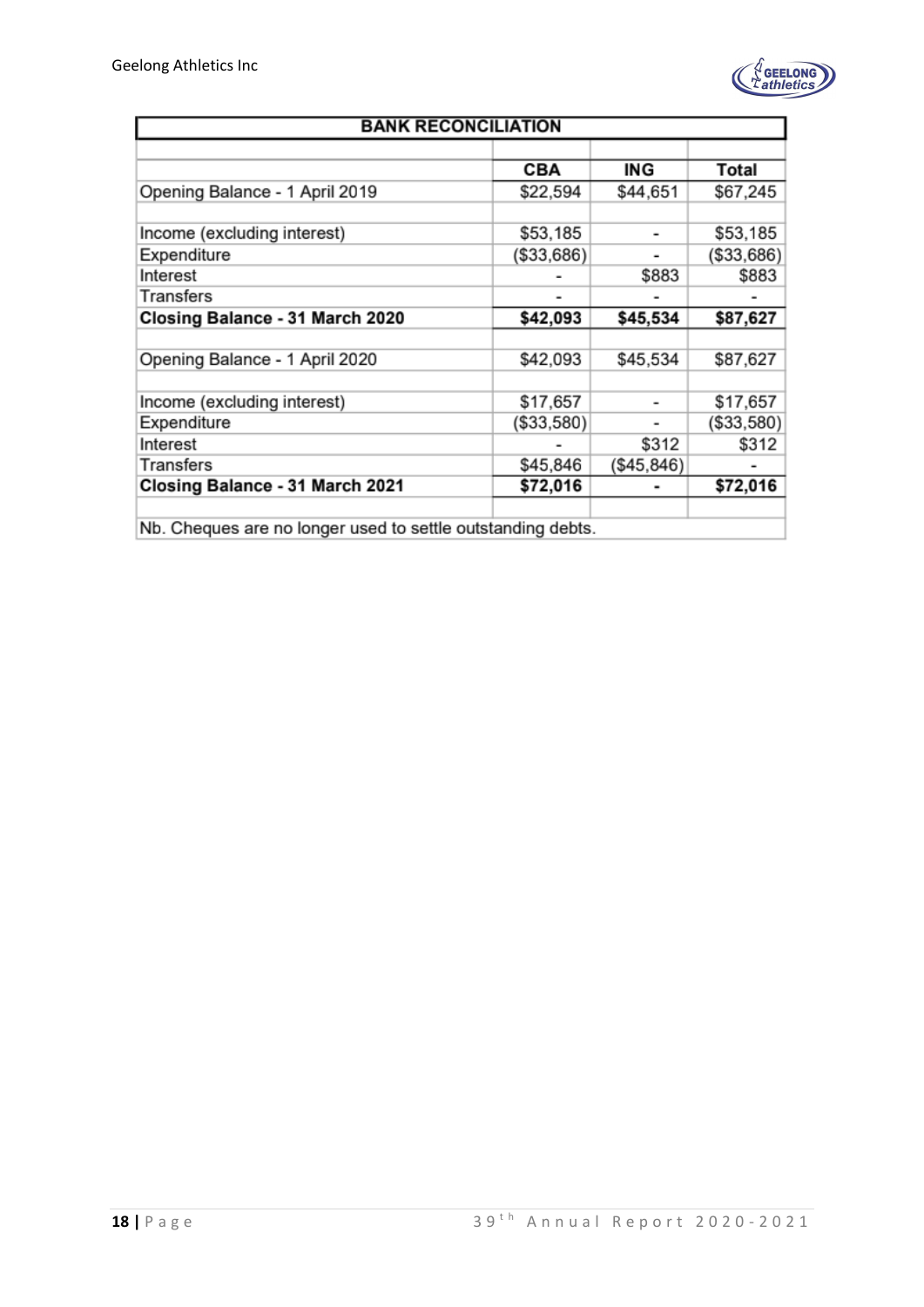## BANK RECONCILIATION

| | CBA | ING | Total |
|---|---|---|---|
| Opening Balance - 1 April 2019 | $22,594 | $44,651 | $67,245 |
| | | | |
| Income (excluding interest) | $53,185 | - | $53,185 |
| Expenditure | ($33,686) | - | ($33,686) |
| Interest | - | $883 | $883 |
| Transfers | - | - | - |
| **Closing Balance - 31 March 2020** | **$42,093** | **$45,534** | **$87,627** |
| | | | |
| Opening Balance - 1 April 2020 | $42,093 | $45,534 | $87,627 |
| | | | |
| Income (excluding interest) | $17,657 | - | $17,657 |
| Expenditure | ($33,580) | - | ($33,580) |
| Interest | - | $312 | $312 |
| Transfers | $45,846 | ($45,846) | - |
| **Closing Balance - 31 March 2021** | **$72,016** | **-** | **$72,016** |

Nb. Cheques are no longer used to settle outstanding debts.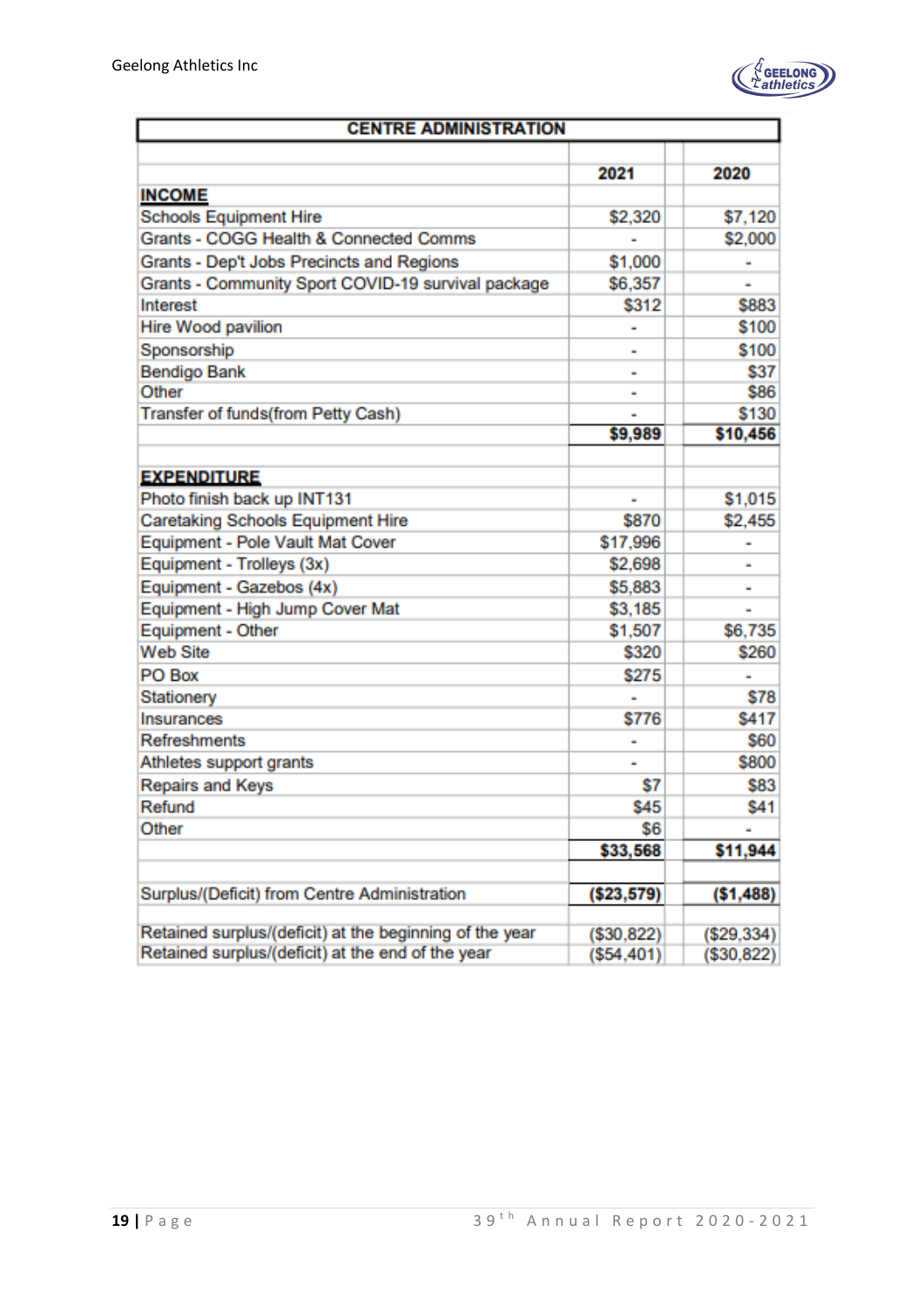## CENTRE ADMINISTRATION

| | 2021 | 2020 |
|---|---|---|
| **INCOME** | | |
| Schools Equipment Hire | $2,320 | $7,120 |
| Grants - COGG Health & Connected Comms | - | $2,000 |
| Grants - Dep't Jobs Precincts and Regions | $1,000 | - |
| Grants - Community Sport COVID-19 survival package | $6,357 | - |
| Interest | $312 | $883 |
| Hire Wood pavilion | - | $100 |
| Sponsorship | - | $100 |
| Bendigo Bank | - | $37 |
| Other | - | $86 |
| Transfer of funds(from Petty Cash) | - | $130 |
| | **$9,989** | **$10,456** |
| | | |
| **EXPENDITURE** | | |
| Photo finish back up INT131 | - | $1,015 |
| Caretaking Schools Equipment Hire | $870 | $2,455 |
| Equipment - Pole Vault Mat Cover | $17,996 | - |
| Equipment - Trolleys (3x) | $2,698 | - |
| Equipment - Gazebos (4x) | $5,883 | - |
| Equipment - High Jump Cover Mat | $3,185 | - |
| Equipment - Other | $1,507 | $6,735 |
| Web Site | $320 | $260 |
| PO Box | $275 | - |
| Stationery | - | $78 |
| Insurances | $776 | $417 |
| Refreshments | - | $60 |
| Athletes support grants | - | $800 |
| Repairs and Keys | $7 | $83 |
| Refund | $45 | $41 |
| Other | $6 | - |
| | **$33,568** | **$11,944** |
| | | |
| Surplus/(Deficit) from Centre Administration | **($23,579)** | **($1,488)** |
| | | |
| Retained surplus/(deficit) at the beginning of the year | ($30,822) | ($29,334) |
| Retained surplus/(deficit) at the end of the year | ($54,401) | ($30,822) |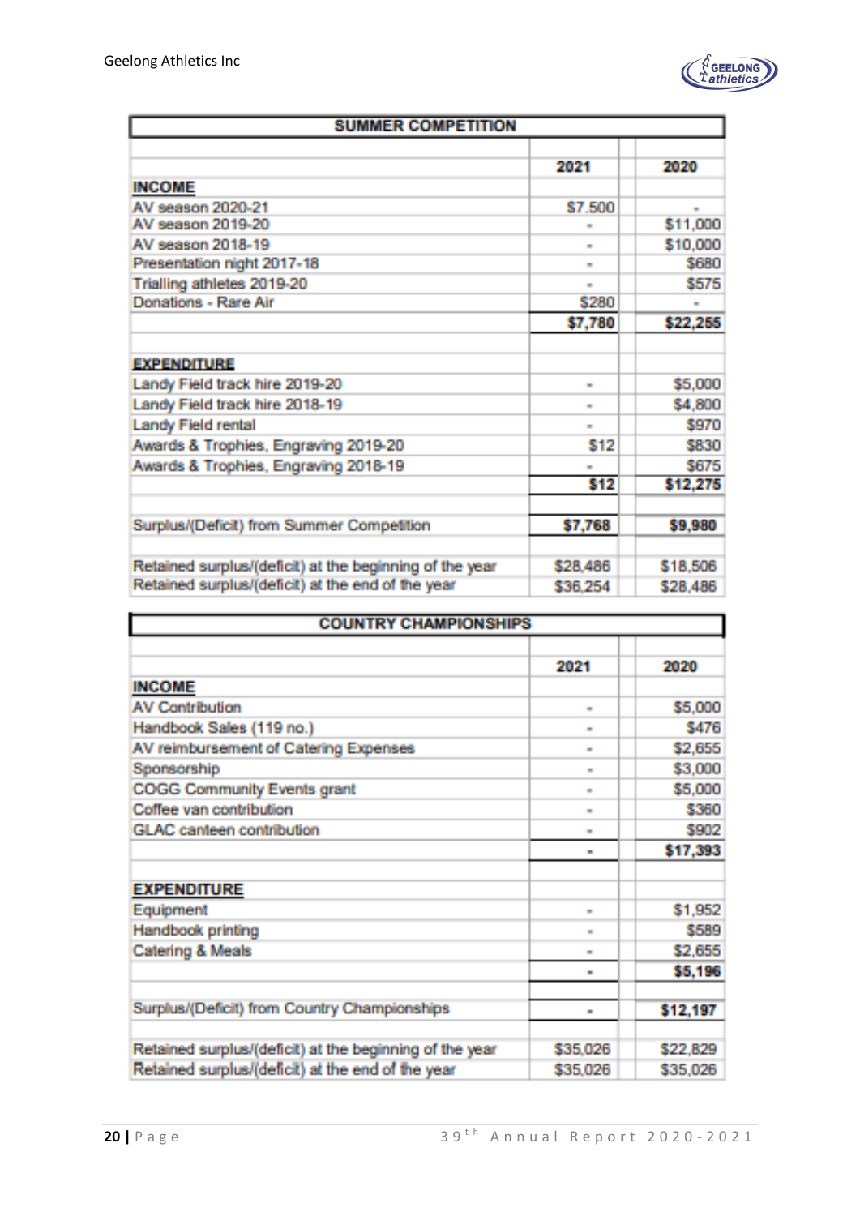## SUMMER COMPETITION

| | 2021 | 2020 |
|---|---|---|
| **INCOME** | | |
| AV season 2020-21 | $7.500 | - |
| AV season 2019-20 | - | $11,000 |
| AV season 2018-19 | - | $10,000 |
| Presentation night 2017-18 | - | $680 |
| Trialling athletes 2019-20 | - | $575 |
| Donations - Rare Air | $280 | - |
| | **$7,780** | **$22,255** |
| **EXPENDITURE** | | |
| Landy Field track hire 2019-20 | - | $5,000 |
| Landy Field track hire 2018-19 | - | $4,800 |
| Landy Field rental | - | $970 |
| Awards & Trophies, Engraving 2019-20 | $12 | $830 |
| Awards & Trophies, Engraving 2018-19 | - | $675 |
| | **$12** | **$12,275** |
| Surplus/(Deficit) from Summer Competition | **$7,768** | **$9,980** |
| Retained surplus/(deficit) at the beginning of the year | $28,486 | $18,506 |
| Retained surplus/(deficit) at the end of the year | $36,254 | $28,486 |

## COUNTRY CHAMPIONSHIPS

| | 2021 | 2020 |
|---|---|---|
| **INCOME** | | |
| AV Contribution | - | $5,000 |
| Handbook Sales (119 no.) | - | $476 |
| AV reimbursement of Catering Expenses | - | $2,655 |
| Sponsorship | - | $3,000 |
| COGG Community Events grant | - | $5,000 |
| Coffee van contribution | - | $360 |
| GLAC canteen contribution | - | $902 |
| | **-** | **$17,393** |
| **EXPENDITURE** | | |
| Equipment | - | $1,952 |
| Handbook printing | - | $589 |
| Catering & Meals | - | $2,655 |
| | **-** | **$5,196** |
| Surplus/(Deficit) from Country Championships | **-** | **$12,197** |
| Retained surplus/(deficit) at the beginning of the year | $35,026 | $22,829 |
| Retained surplus/(deficit) at the end of the year | $35,026 | $35,026 |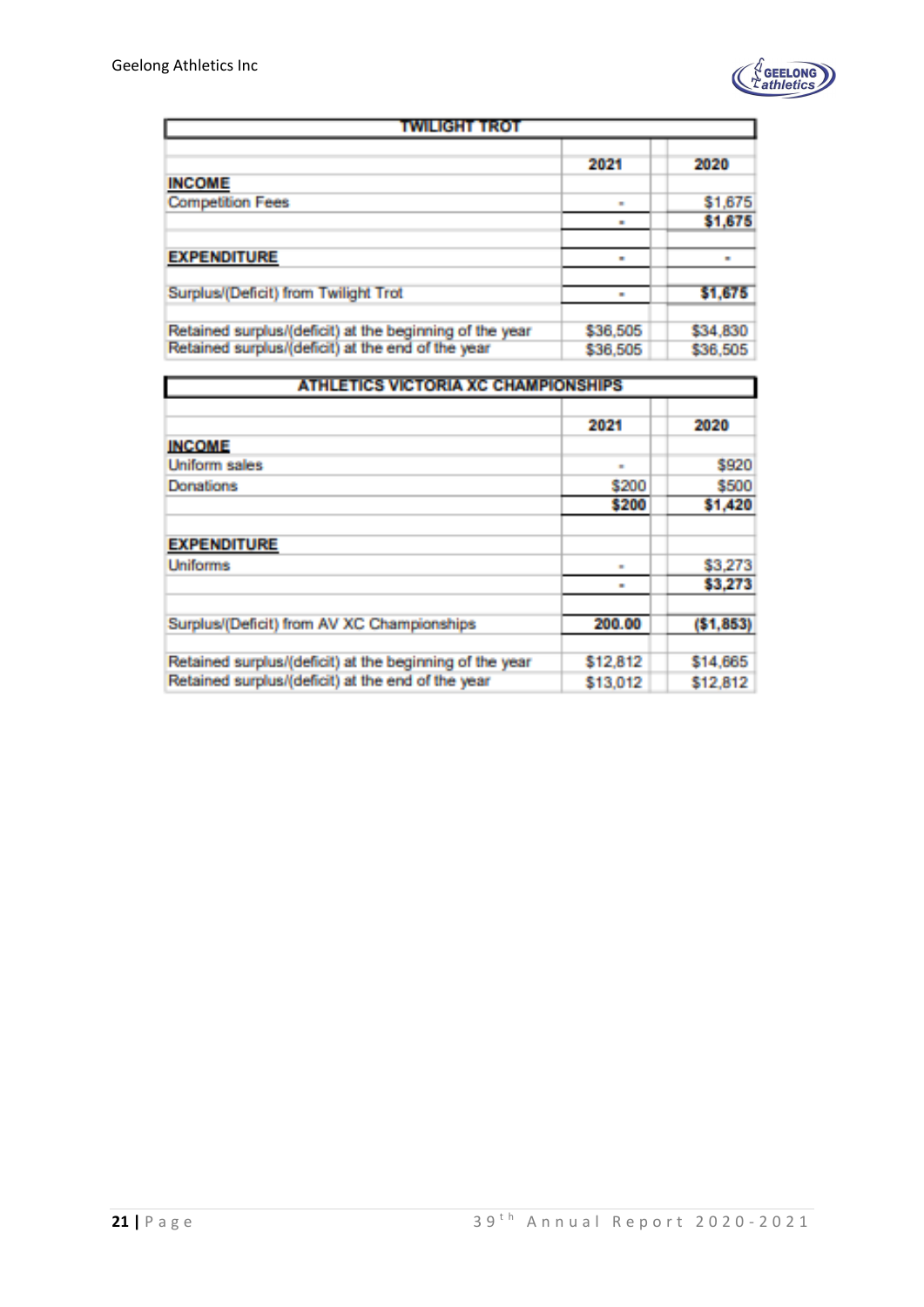## TWILIGHT TROT

| | 2021 | 2020 |
|---|---|---|
| **INCOME** | | |
| Competition Fees | - | $1,675 |
| | - | **$1,675** |
| **EXPENDITURE** | - | - |
| Surplus/(Deficit) from Twilight Trot | - | **$1,675** |
| Retained surplus/(deficit) at the beginning of the year | $36,505 | $34,830 |
| Retained surplus/(deficit) at the end of the year | $36,505 | $36,505 |

## ATHLETICS VICTORIA XC CHAMPIONSHIPS

| | 2021 | 2020 |
|---|---|---|
| **INCOME** | | |
| Uniform sales | - | $920 |
| Donations | $200 | $500 |
| | **$200** | **$1,420** |
| **EXPENDITURE** | | |
| Uniforms | - | $3,273 |
| | - | **$3,273** |
| Surplus/(Deficit) from AV XC Championships | **200.00** | **($1,853)** |
| Retained surplus/(deficit) at the beginning of the year | $12,812 | $14,665 |
| Retained surplus/(deficit) at the end of the year | $13,012 | $12,812 |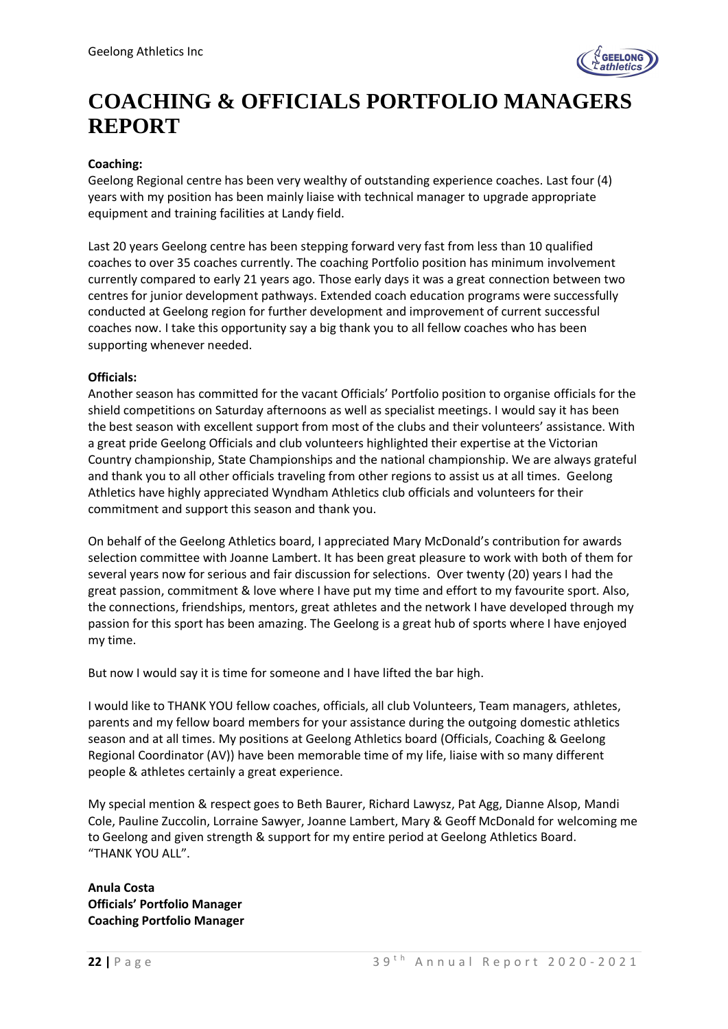# COACHING & OFFICIALS PORTFOLIO MANAGERS REPORT

**Coaching:**

Geelong Regional centre has been very wealthy of outstanding experience coaches. Last four (4) years with my position has been mainly liaise with technical manager to upgrade appropriate equipment and training facilities at Landy field.

Last 20 years Geelong centre has been stepping forward very fast from less than 10 qualified coaches to over 35 coaches currently. The coaching Portfolio position has minimum involvement currently compared to early 21 years ago. Those early days it was a great connection between two centres for junior development pathways. Extended coach education programs were successfully conducted at Geelong region for further development and improvement of current successful coaches now. I take this opportunity say a big thank you to all fellow coaches who has been supporting whenever needed.

**Officials:**

Another season has committed for the vacant Officials' Portfolio position to organise officials for the shield competitions on Saturday afternoons as well as specialist meetings. I would say it has been the best season with excellent support from most of the clubs and their volunteers' assistance. With a great pride Geelong Officials and club volunteers highlighted their expertise at the Victorian Country championship, State Championships and the national championship. We are always grateful and thank you to all other officials traveling from other regions to assist us at all times. Geelong Athletics have highly appreciated Wyndham Athletics club officials and volunteers for their commitment and support this season and thank you.

On behalf of the Geelong Athletics board, I appreciated Mary McDonald's contribution for awards selection committee with Joanne Lambert. It has been great pleasure to work with both of them for several years now for serious and fair discussion for selections. Over twenty (20) years I had the great passion, commitment & love where I have put my time and effort to my favourite sport. Also, the connections, friendships, mentors, great athletes and the network I have developed through my passion for this sport has been amazing. The Geelong is a great hub of sports where I have enjoyed my time.

But now I would say it is time for someone and I have lifted the bar high.

I would like to THANK YOU fellow coaches, officials, all club Volunteers, Team managers, athletes, parents and my fellow board members for your assistance during the outgoing domestic athletics season and at all times. My positions at Geelong Athletics board (Officials, Coaching & Geelong Regional Coordinator (AV)) have been memorable time of my life, liaise with so many different people & athletes certainly a great experience.

My special mention & respect goes to Beth Baurer, Richard Lawysz, Pat Agg, Dianne Alsop, Mandi Cole, Pauline Zuccolin, Lorraine Sawyer, Joanne Lambert, Mary & Geoff McDonald for welcoming me to Geelong and given strength & support for my entire period at Geelong Athletics Board. "THANK YOU ALL".

**Anula Costa**
**Officials' Portfolio Manager**
**Coaching Portfolio Manager**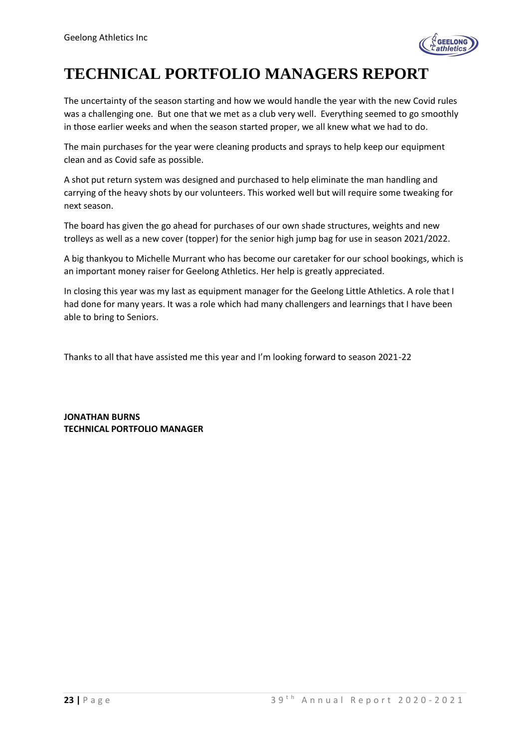# TECHNICAL PORTFOLIO MANAGERS REPORT

The uncertainty of the season starting and how we would handle the year with the new Covid rules was a challenging one. But one that we met as a club very well. Everything seemed to go smoothly in those earlier weeks and when the season started proper, we all knew what we had to do.

The main purchases for the year were cleaning products and sprays to help keep our equipment clean and as Covid safe as possible.

A shot put return system was designed and purchased to help eliminate the man handling and carrying of the heavy shots by our volunteers. This worked well but will require some tweaking for next season.

The board has given the go ahead for purchases of our own shade structures, weights and new trolleys as well as a new cover (topper) for the senior high jump bag for use in season 2021/2022.

A big thankyou to Michelle Murrant who has become our caretaker for our school bookings, which is an important money raiser for Geelong Athletics. Her help is greatly appreciated.

In closing this year was my last as equipment manager for the Geelong Little Athletics. A role that I had done for many years. It was a role which had many challengers and learnings that I have been able to bring to Seniors.

Thanks to all that have assisted me this year and I'm looking forward to season 2021-22

**JONATHAN BURNS**
**TECHNICAL PORTFOLIO MANAGER**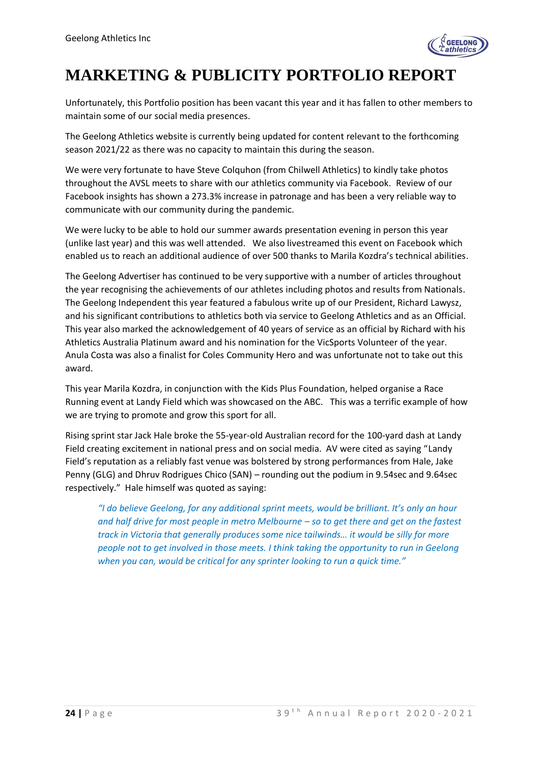# MARKETING & PUBLICITY PORTFOLIO REPORT

Unfortunately, this Portfolio position has been vacant this year and it has fallen to other members to maintain some of our social media presences.

The Geelong Athletics website is currently being updated for content relevant to the forthcoming season 2021/22 as there was no capacity to maintain this during the season.

We were very fortunate to have Steve Colquhon (from Chilwell Athletics) to kindly take photos throughout the AVSL meets to share with our athletics community via Facebook. Review of our Facebook insights has shown a 273.3% increase in patronage and has been a very reliable way to communicate with our community during the pandemic.

We were lucky to be able to hold our summer awards presentation evening in person this year (unlike last year) and this was well attended. We also livestreamed this event on Facebook which enabled us to reach an additional audience of over 500 thanks to Marila Kozdra's technical abilities.

The Geelong Advertiser has continued to be very supportive with a number of articles throughout the year recognising the achievements of our athletes including photos and results from Nationals. The Geelong Independent this year featured a fabulous write up of our President, Richard Lawysz, and his significant contributions to athletics both via service to Geelong Athletics and as an Official. This year also marked the acknowledgement of 40 years of service as an official by Richard with his Athletics Australia Platinum award and his nomination for the VicSports Volunteer of the year. Anula Costa was also a finalist for Coles Community Hero and was unfortunate not to take out this award.

This year Marila Kozdra, in conjunction with the Kids Plus Foundation, helped organise a Race Running event at Landy Field which was showcased on the ABC. This was a terrific example of how we are trying to promote and grow this sport for all.

Rising sprint star Jack Hale broke the 55-year-old Australian record for the 100-yard dash at Landy Field creating excitement in national press and on social media. AV were cited as saying "Landy Field's reputation as a reliably fast venue was bolstered by strong performances from Hale, Jake Penny (GLG) and Dhruv Rodrigues Chico (SAN) – rounding out the podium in 9.54sec and 9.64sec respectively." Hale himself was quoted as saying:

> *"I do believe Geelong, for any additional sprint meets, would be brilliant. It's only an hour and half drive for most people in metro Melbourne – so to get there and get on the fastest track in Victoria that generally produces some nice tailwinds… it would be silly for more people not to get involved in those meets. I think taking the opportunity to run in Geelong when you can, would be critical for any sprinter looking to run a quick time."*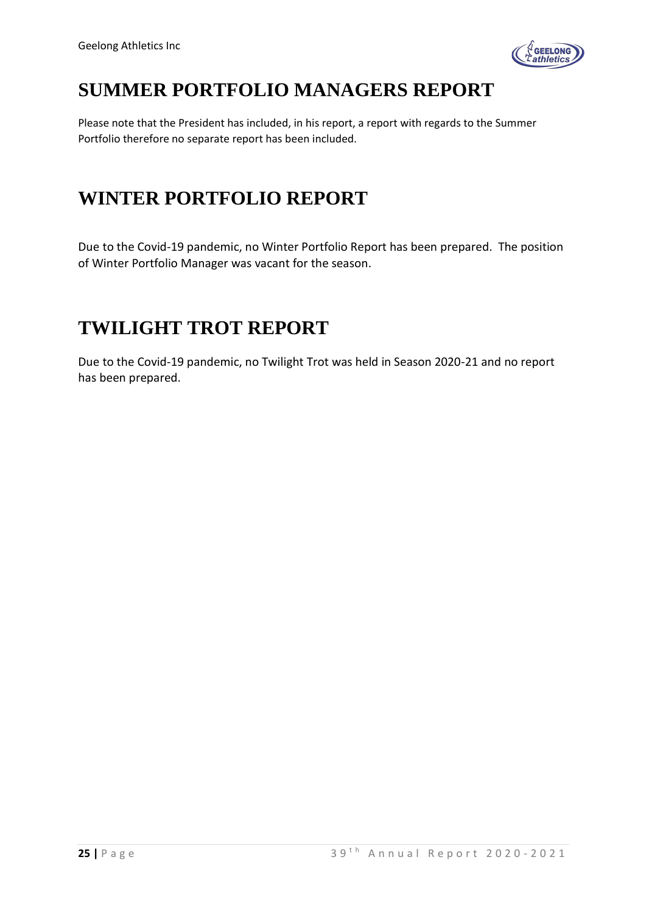# SUMMER PORTFOLIO MANAGERS REPORT

Please note that the President has included, in his report, a report with regards to the Summer Portfolio therefore no separate report has been included.

# WINTER PORTFOLIO REPORT

Due to the Covid-19 pandemic, no Winter Portfolio Report has been prepared. The position of Winter Portfolio Manager was vacant for the season.

# TWILIGHT TROT REPORT

Due to the Covid-19 pandemic, no Twilight Trot was held in Season 2020-21 and no report has been prepared.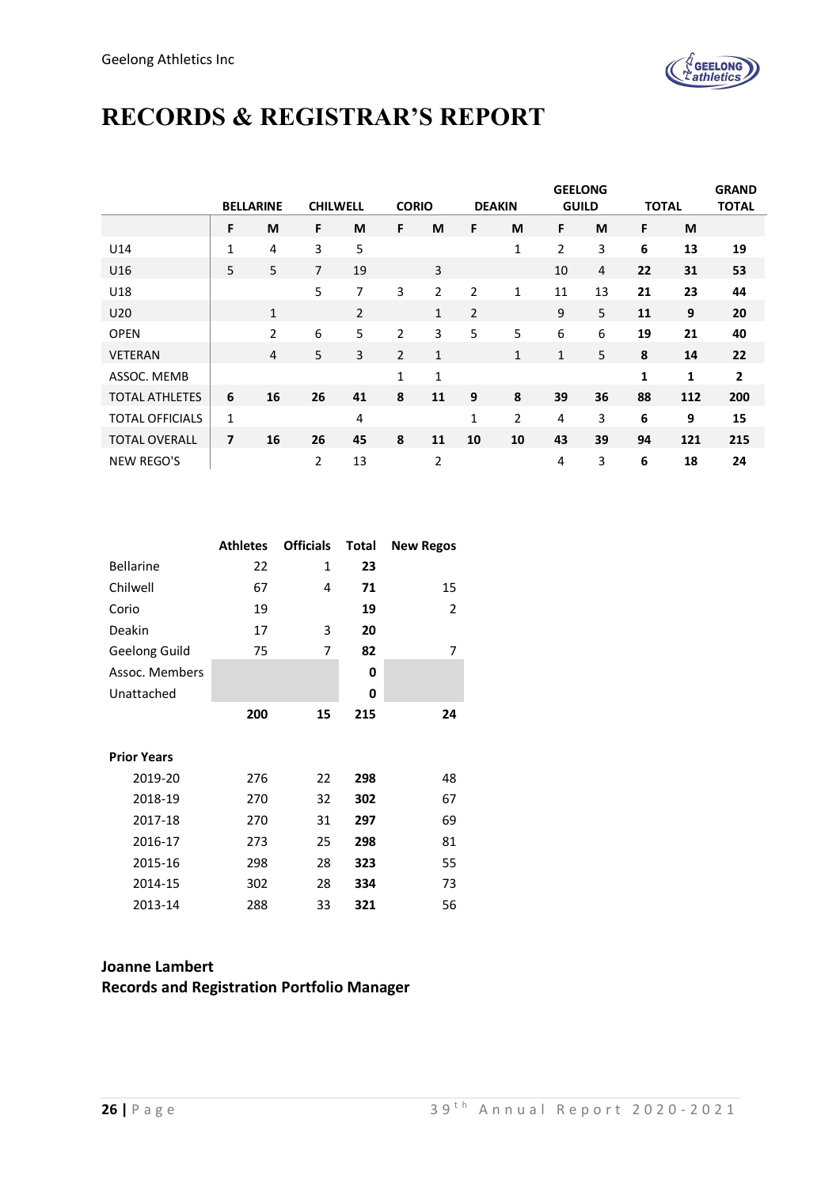# RECORDS & REGISTRAR'S REPORT

| | BELLARINE | | CHILWELL | | CORIO | | DEAKIN | | GEELONG GUILD | | TOTAL | | GRAND TOTAL |
|---|---|---|---|---|---|---|---|---|---|---|---|---|---|
| | F | M | F | M | F | M | F | M | F | M | F | M | |
| U14 | 1 | 4 | 3 | 5 | | | | 1 | 2 | 3 | **6** | **13** | **19** |
| U16 | 5 | 5 | 7 | 19 | | 3 | | | 10 | 4 | **22** | **31** | **53** |
| U18 | | | 5 | 7 | 3 | 2 | 2 | 1 | 11 | 13 | **21** | **23** | **44** |
| U20 | | 1 | | 2 | | 1 | 2 | | 9 | 5 | **11** | **9** | **20** |
| OPEN | | 2 | 6 | 5 | 2 | 3 | 5 | 5 | 6 | 6 | **19** | **21** | **40** |
| VETERAN | | 4 | 5 | 3 | 2 | 1 | | 1 | 1 | 5 | **8** | **14** | **22** |
| ASSOC. MEMB | | | | | 1 | 1 | | | | | **1** | **1** | **2** |
| TOTAL ATHLETES | **6** | **16** | **26** | **41** | **8** | **11** | **9** | **8** | **39** | **36** | **88** | **112** | **200** |
| TOTAL OFFICIALS | 1 | | | 4 | | | 1 | 2 | 4 | 3 | **6** | **9** | **15** |
| TOTAL OVERALL | **7** | **16** | **26** | **45** | **8** | **11** | **10** | **10** | **43** | **39** | **94** | **121** | **215** |
| NEW REGO'S | | | 2 | 13 | | 2 | | | 4 | 3 | **6** | **18** | **24** |

| | Athletes | Officials | Total | New Regos |
|---|---|---|---|---|
| Bellarine | 22 | 1 | **23** | |
| Chilwell | 67 | 4 | **71** | 15 |
| Corio | 19 | | **19** | 2 |
| Deakin | 17 | 3 | **20** | |
| Geelong Guild | 75 | 7 | **82** | 7 |
| Assoc. Members | | | **0** | |
| Unattached | | | **0** | |
| | **200** | **15** | **215** | **24** |
| **Prior Years** | | | | |
| 2019-20 | 276 | 22 | **298** | 48 |
| 2018-19 | 270 | 32 | **302** | 67 |
| 2017-18 | 270 | 31 | **297** | 69 |
| 2016-17 | 273 | 25 | **298** | 81 |
| 2015-16 | 298 | 28 | **323** | 55 |
| 2014-15 | 302 | 28 | **334** | 73 |
| 2013-14 | 288 | 33 | **321** | 56 |

**Joanne Lambert**
**Records and Registration Portfolio Manager**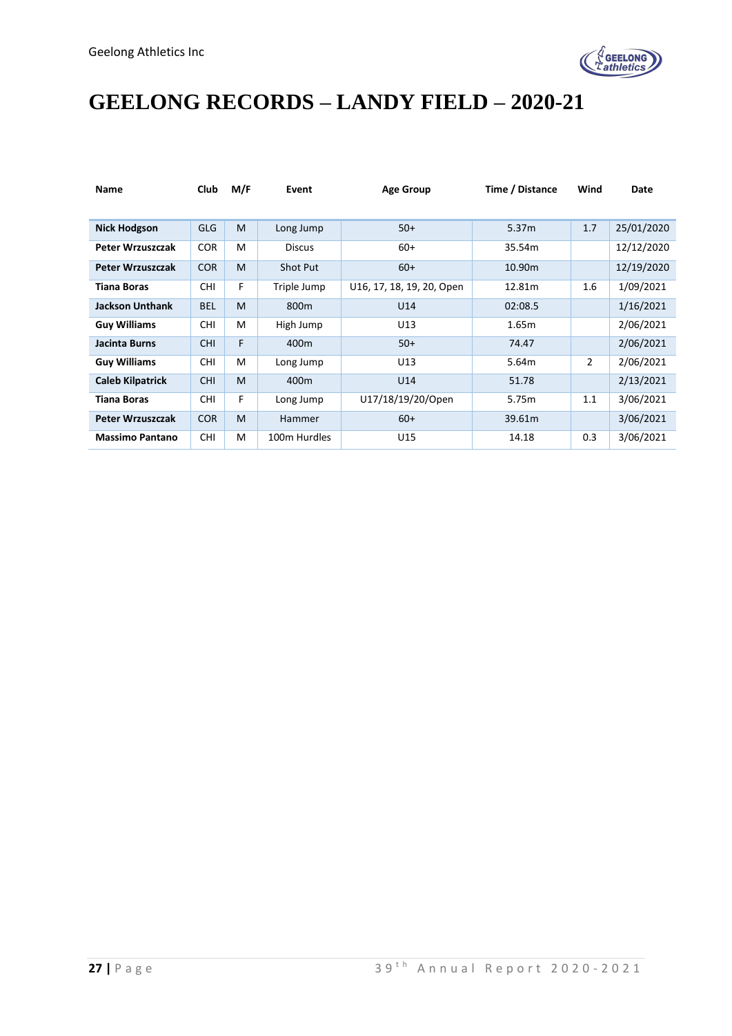# GEELONG RECORDS – LANDY FIELD – 2020-21

| Name | Club | M/F | Event | Age Group | Time / Distance | Wind | Date |
|---|---|---|---|---|---|---|---|
| **Nick Hodgson** | GLG | M | Long Jump | 50+ | 5.37m | 1.7 | 25/01/2020 |
| **Peter Wrzuszczak** | COR | M | Discus | 60+ | 35.54m | | 12/12/2020 |
| **Peter Wrzuszczak** | COR | M | Shot Put | 60+ | 10.90m | | 12/19/2020 |
| **Tiana Boras** | CHI | F | Triple Jump | U16, 17, 18, 19, 20, Open | 12.81m | 1.6 | 1/09/2021 |
| **Jackson Unthank** | BEL | M | 800m | U14 | 02:08.5 | | 1/16/2021 |
| **Guy Williams** | CHI | M | High Jump | U13 | 1.65m | | 2/06/2021 |
| **Jacinta Burns** | CHI | F | 400m | 50+ | 74.47 | | 2/06/2021 |
| **Guy Williams** | CHI | M | Long Jump | U13 | 5.64m | 2 | 2/06/2021 |
| **Caleb Kilpatrick** | CHI | M | 400m | U14 | 51.78 | | 2/13/2021 |
| **Tiana Boras** | CHI | F | Long Jump | U17/18/19/20/Open | 5.75m | 1.1 | 3/06/2021 |
| **Peter Wrzuszczak** | COR | M | Hammer | 60+ | 39.61m | | 3/06/2021 |
| **Massimo Pantano** | CHI | M | 100m Hurdles | U15 | 14.18 | 0.3 | 3/06/2021 |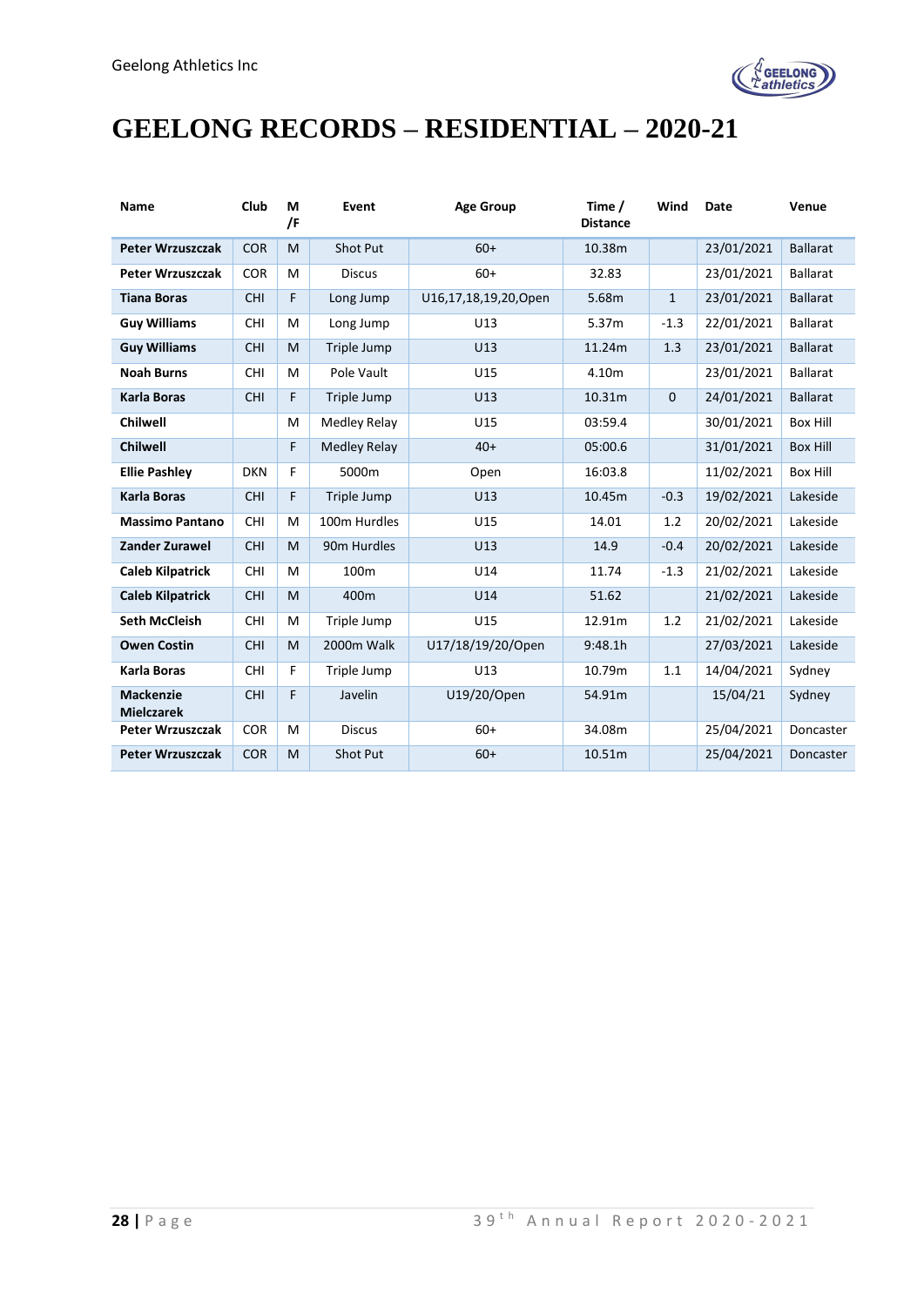# GEELONG RECORDS – RESIDENTIAL – 2020-21

| Name | Club | M /F | Event | Age Group | Time / Distance | Wind | Date | Venue |
|---|---|---|---|---|---|---|---|---|
| **Peter Wrzuszczak** | COR | M | Shot Put | 60+ | 10.38m | | 23/01/2021 | Ballarat |
| **Peter Wrzuszczak** | COR | M | Discus | 60+ | 32.83 | | 23/01/2021 | Ballarat |
| **Tiana Boras** | CHI | F | Long Jump | U16,17,18,19,20,Open | 5.68m | 1 | 23/01/2021 | Ballarat |
| **Guy Williams** | CHI | M | Long Jump | U13 | 5.37m | -1.3 | 22/01/2021 | Ballarat |
| **Guy Williams** | CHI | M | Triple Jump | U13 | 11.24m | 1.3 | 23/01/2021 | Ballarat |
| **Noah Burns** | CHI | M | Pole Vault | U15 | 4.10m | | 23/01/2021 | Ballarat |
| **Karla Boras** | CHI | F | Triple Jump | U13 | 10.31m | 0 | 24/01/2021 | Ballarat |
| **Chilwell** | | M | Medley Relay | U15 | 03:59.4 | | 30/01/2021 | Box Hill |
| **Chilwell** | | F | Medley Relay | 40+ | 05:00.6 | | 31/01/2021 | Box Hill |
| **Ellie Pashley** | DKN | F | 5000m | Open | 16:03.8 | | 11/02/2021 | Box Hill |
| **Karla Boras** | CHI | F | Triple Jump | U13 | 10.45m | -0.3 | 19/02/2021 | Lakeside |
| **Massimo Pantano** | CHI | M | 100m Hurdles | U15 | 14.01 | 1.2 | 20/02/2021 | Lakeside |
| **Zander Zurawel** | CHI | M | 90m Hurdles | U13 | 14.9 | -0.4 | 20/02/2021 | Lakeside |
| **Caleb Kilpatrick** | CHI | M | 100m | U14 | 11.74 | -1.3 | 21/02/2021 | Lakeside |
| **Caleb Kilpatrick** | CHI | M | 400m | U14 | 51.62 | | 21/02/2021 | Lakeside |
| **Seth McCleish** | CHI | M | Triple Jump | U15 | 12.91m | 1.2 | 21/02/2021 | Lakeside |
| **Owen Costin** | CHI | M | 2000m Walk | U17/18/19/20/Open | 9:48.1h | | 27/03/2021 | Lakeside |
| **Karla Boras** | CHI | F | Triple Jump | U13 | 10.79m | 1.1 | 14/04/2021 | Sydney |
| **Mackenzie Mielczarek** | CHI | F | Javelin | U19/20/Open | 54.91m | | 15/04/21 | Sydney |
| **Peter Wrzuszczak** | COR | M | Discus | 60+ | 34.08m | | 25/04/2021 | Doncaster |
| **Peter Wrzuszczak** | COR | M | Shot Put | 60+ | 10.51m | | 25/04/2021 | Doncaster |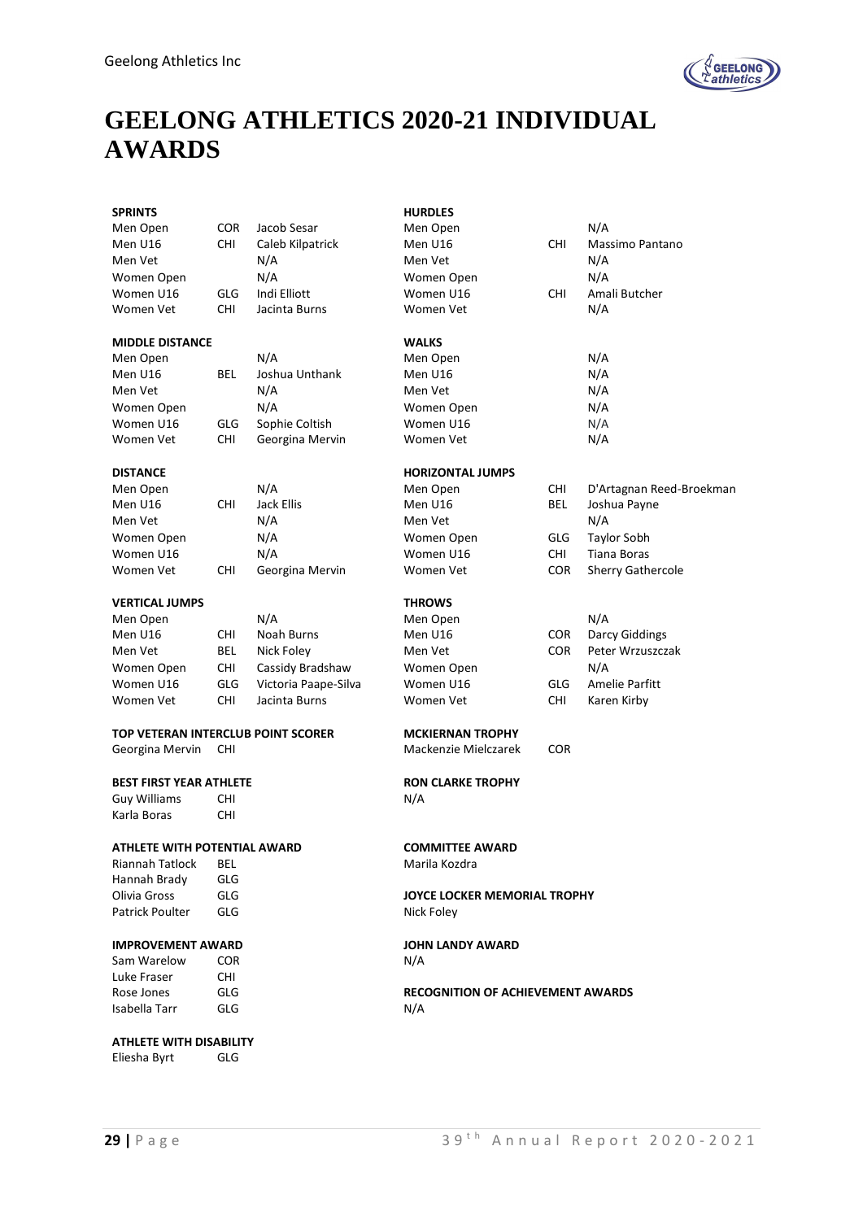# GEELONG ATHLETICS 2020-21 INDIVIDUAL AWARDS

**SPRINTS**

| Category | Club | Name |
|---|---|---|
| Men Open | COR | Jacob Sesar |
| Men U16 | CHI | Caleb Kilpatrick |
| Men Vet | | N/A |
| Women Open | | N/A |
| Women U16 | GLG | Indi Elliott |
| Women Vet | CHI | Jacinta Burns |

**MIDDLE DISTANCE**

| Category | Club | Name |
|---|---|---|
| Men Open | | N/A |
| Men U16 | BEL | Joshua Unthank |
| Men Vet | | N/A |
| Women Open | | N/A |
| Women U16 | GLG | Sophie Coltish |
| Women Vet | CHI | Georgina Mervin |

**DISTANCE**

| Category | Club | Name |
|---|---|---|
| Men Open | | N/A |
| Men U16 | CHI | Jack Ellis |
| Men Vet | | N/A |
| Women Open | | N/A |
| Women U16 | | N/A |
| Women Vet | CHI | Georgina Mervin |

**VERTICAL JUMPS**

| Category | Club | Name |
|---|---|---|
| Men Open | | N/A |
| Men U16 | CHI | Noah Burns |
| Men Vet | BEL | Nick Foley |
| Women Open | CHI | Cassidy Bradshaw |
| Women U16 | GLG | Victoria Paape-Silva |
| Women Vet | CHI | Jacinta Burns |

**TOP VETERAN INTERCLUB POINT SCORER**

Georgina Mervin CHI

**BEST FIRST YEAR ATHLETE**

Guy Williams CHI
Karla Boras CHI

**ATHLETE WITH POTENTIAL AWARD**

Riannah Tatlock BEL
Hannah Brady GLG
Olivia Gross GLG
Patrick Poulter GLG

**IMPROVEMENT AWARD**

Sam Warelow COR
Luke Fraser CHI
Rose Jones GLG
Isabella Tarr GLG

**ATHLETE WITH DISABILITY**

Eliesha Byrt GLG

**HURDLES**

| Category | Club | Name |
|---|---|---|
| Men Open | | N/A |
| Men U16 | CHI | Massimo Pantano |
| Men Vet | | N/A |
| Women Open | | N/A |
| Women U16 | CHI | Amali Butcher |
| Women Vet | | N/A |

**WALKS**

| Category | Club | Name |
|---|---|---|
| Men Open | | N/A |
| Men U16 | | N/A |
| Men Vet | | N/A |
| Women Open | | N/A |
| Women U16 | | N/A |
| Women Vet | | N/A |

**HORIZONTAL JUMPS**

| Category | Club | Name |
|---|---|---|
| Men Open | CHI | D'Artagnan Reed-Broekman |
| Men U16 | BEL | Joshua Payne |
| Men Vet | | N/A |
| Women Open | GLG | Taylor Sobh |
| Women U16 | CHI | Tiana Boras |
| Women Vet | COR | Sherry Gathercole |

**THROWS**

| Category | Club | Name |
|---|---|---|
| Men Open | | N/A |
| Men U16 | COR | Darcy Giddings |
| Men Vet | COR | Peter Wrzuszczak |
| Women Open | | N/A |
| Women U16 | GLG | Amelie Parfitt |
| Women Vet | CHI | Karen Kirby |

**MCKIERNAN TROPHY**

Mackenzie Mielczarek COR

**RON CLARKE TROPHY**

N/A

**COMMITTEE AWARD**

Marila Kozdra

**JOYCE LOCKER MEMORIAL TROPHY**

Nick Foley

**JOHN LANDY AWARD**

N/A

**RECOGNITION OF ACHIEVEMENT AWARDS**

N/A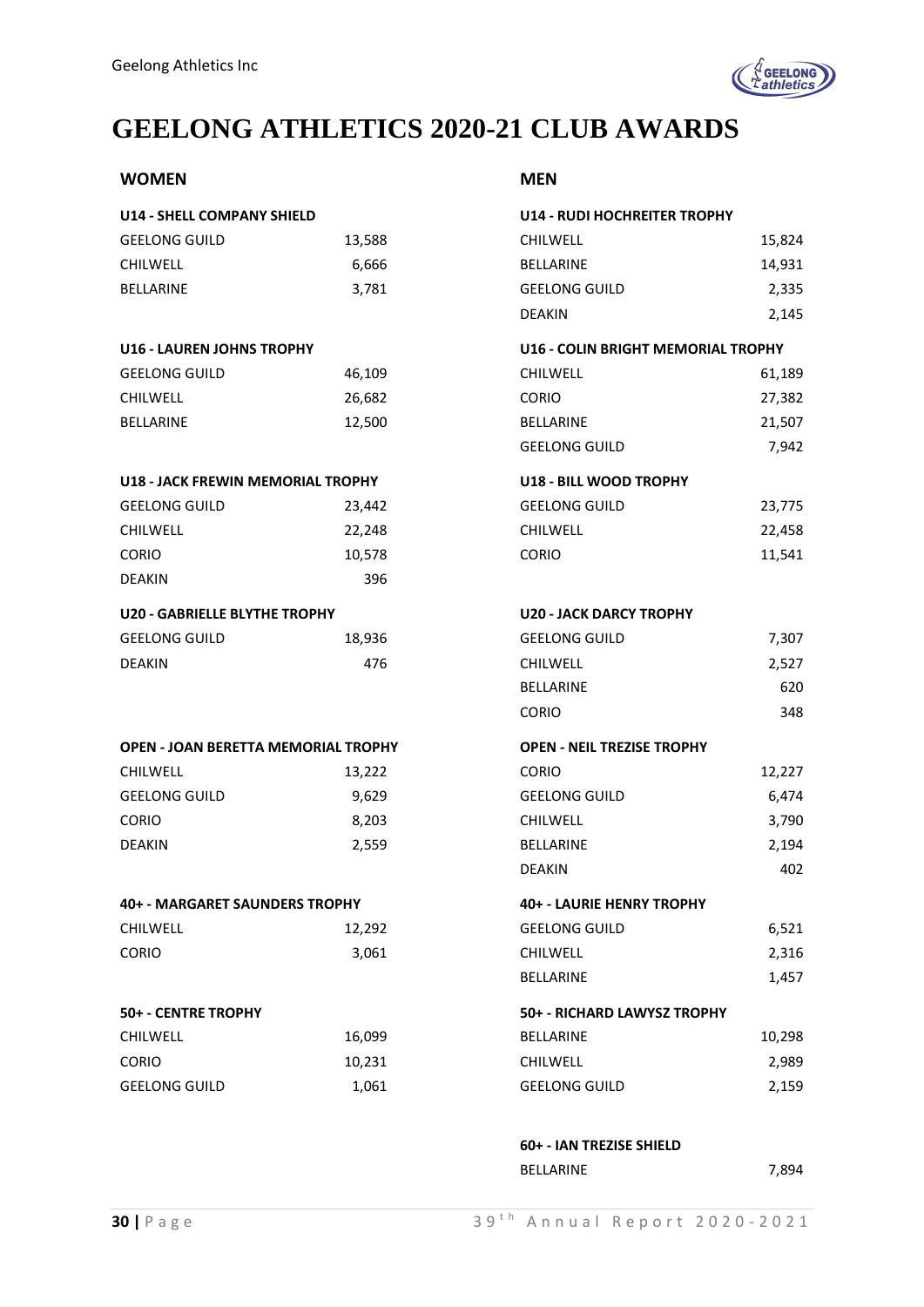# GEELONG ATHLETICS 2020-21 CLUB AWARDS

## WOMEN

**U14 - SHELL COMPANY SHIELD**

| | |
|---|---:|
| GEELONG GUILD | 13,588 |
| CHILWELL | 6,666 |
| BELLARINE | 3,781 |

**U16 - LAUREN JOHNS TROPHY**

| | |
|---|---:|
| GEELONG GUILD | 46,109 |
| CHILWELL | 26,682 |
| BELLARINE | 12,500 |

**U18 - JACK FREWIN MEMORIAL TROPHY**

| | |
|---|---:|
| GEELONG GUILD | 23,442 |
| CHILWELL | 22,248 |
| CORIO | 10,578 |
| DEAKIN | 396 |

**U20 - GABRIELLE BLYTHE TROPHY**

| | |
|---|---:|
| GEELONG GUILD | 18,936 |
| DEAKIN | 476 |

**OPEN - JOAN BERETTA MEMORIAL TROPHY**

| | |
|---|---:|
| CHILWELL | 13,222 |
| GEELONG GUILD | 9,629 |
| CORIO | 8,203 |
| DEAKIN | 2,559 |

**40+ - MARGARET SAUNDERS TROPHY**

| | |
|---|---:|
| CHILWELL | 12,292 |
| CORIO | 3,061 |

**50+ - CENTRE TROPHY**

| | |
|---|---:|
| CHILWELL | 16,099 |
| CORIO | 10,231 |
| GEELONG GUILD | 1,061 |

## MEN

**U14 - RUDI HOCHREITER TROPHY**

| | |
|---|---:|
| CHILWELL | 15,824 |
| BELLARINE | 14,931 |
| GEELONG GUILD | 2,335 |
| DEAKIN | 2,145 |

**U16 - COLIN BRIGHT MEMORIAL TROPHY**

| | |
|---|---:|
| CHILWELL | 61,189 |
| CORIO | 27,382 |
| BELLARINE | 21,507 |
| GEELONG GUILD | 7,942 |

**U18 - BILL WOOD TROPHY**

| | |
|---|---:|
| GEELONG GUILD | 23,775 |
| CHILWELL | 22,458 |
| CORIO | 11,541 |

**U20 - JACK DARCY TROPHY**

| | |
|---|---:|
| GEELONG GUILD | 7,307 |
| CHILWELL | 2,527 |
| BELLARINE | 620 |
| CORIO | 348 |

**OPEN - NEIL TREZISE TROPHY**

| | |
|---|---:|
| CORIO | 12,227 |
| GEELONG GUILD | 6,474 |
| CHILWELL | 3,790 |
| BELLARINE | 2,194 |
| DEAKIN | 402 |

**40+ - LAURIE HENRY TROPHY**

| | |
|---|---:|
| GEELONG GUILD | 6,521 |
| CHILWELL | 2,316 |
| BELLARINE | 1,457 |

**50+ - RICHARD LAWYSZ TROPHY**

| | |
|---|---:|
| BELLARINE | 10,298 |
| CHILWELL | 2,989 |
| GEELONG GUILD | 2,159 |

**60+ - IAN TREZISE SHIELD**

| | |
|---|---:|
| BELLARINE | 7,894 |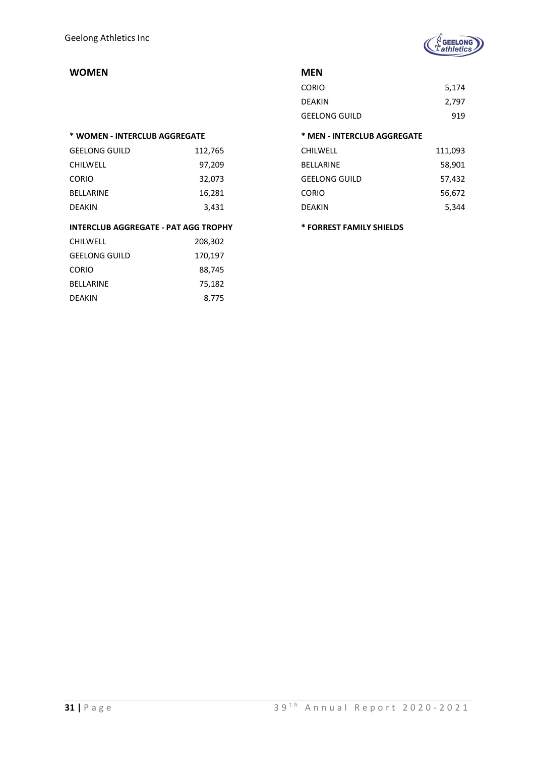## WOMEN

## MEN

| | |
|---|---|
| CORIO | 5,174 |
| DEAKIN | 2,797 |
| GEELONG GUILD | 919 |

**\* WOMEN - INTERCLUB AGGREGATE**

| | |
|---|---|
| GEELONG GUILD | 112,765 |
| CHILWELL | 97,209 |
| CORIO | 32,073 |
| BELLARINE | 16,281 |
| DEAKIN | 3,431 |

**\* MEN - INTERCLUB AGGREGATE**

| | |
|---|---|
| CHILWELL | 111,093 |
| BELLARINE | 58,901 |
| GEELONG GUILD | 57,432 |
| CORIO | 56,672 |
| DEAKIN | 5,344 |

**INTERCLUB AGGREGATE - PAT AGG TROPHY**

| | |
|---|---|
| CHILWELL | 208,302 |
| GEELONG GUILD | 170,197 |
| CORIO | 88,745 |
| BELLARINE | 75,182 |
| DEAKIN | 8,775 |

**\* FORREST FAMILY SHIELDS**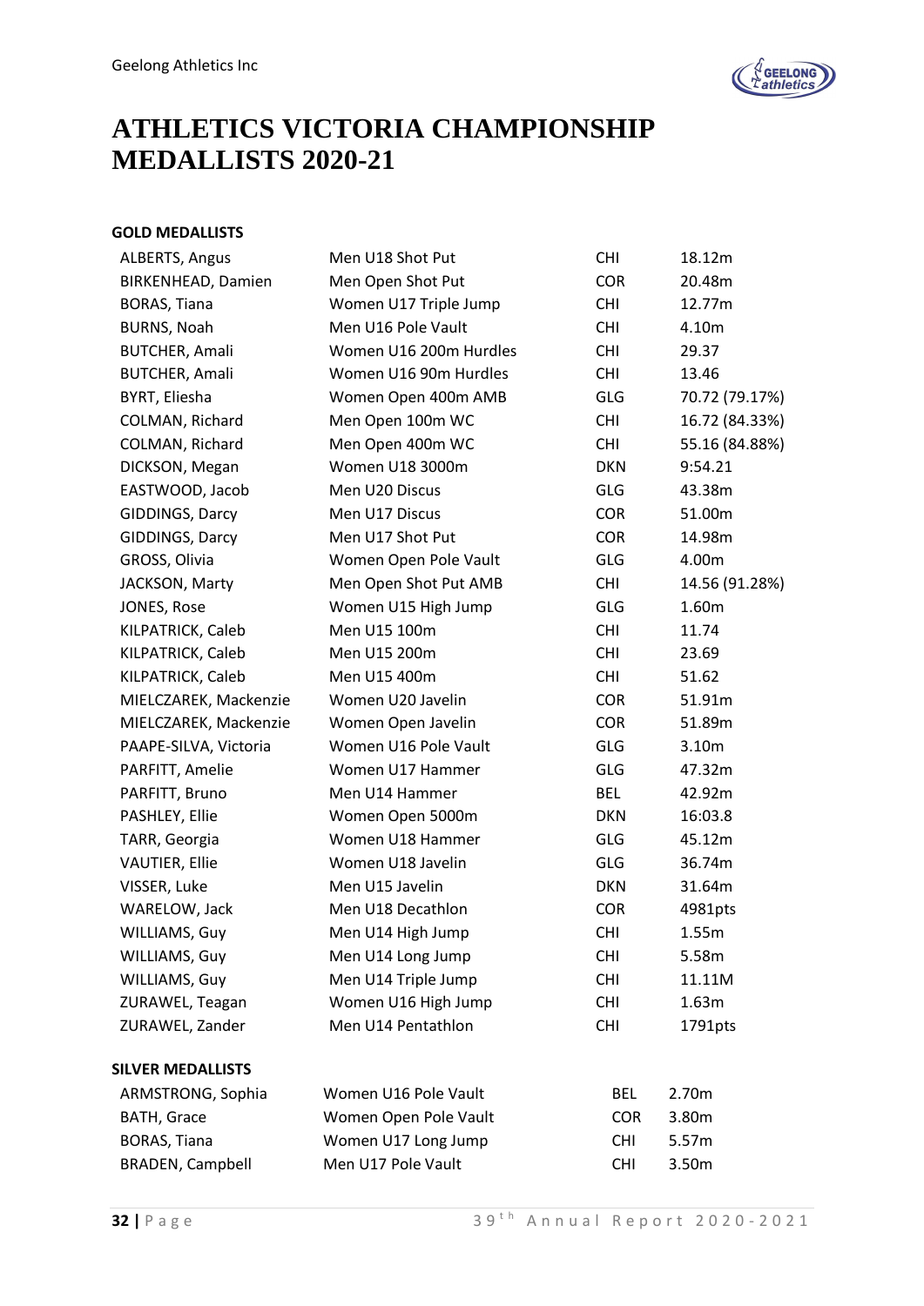# ATHLETICS VICTORIA CHAMPIONSHIP MEDALLISTS 2020-21

**GOLD MEDALLISTS**

| | | | |
|---|---|---|---|
| ALBERTS, Angus | Men U18 Shot Put | CHI | 18.12m |
| BIRKENHEAD, Damien | Men Open Shot Put | COR | 20.48m |
| BORAS, Tiana | Women U17 Triple Jump | CHI | 12.77m |
| BURNS, Noah | Men U16 Pole Vault | CHI | 4.10m |
| BUTCHER, Amali | Women U16 200m Hurdles | CHI | 29.37 |
| BUTCHER, Amali | Women U16 90m Hurdles | CHI | 13.46 |
| BYRT, Eliesha | Women Open 400m AMB | GLG | 70.72 (79.17%) |
| COLMAN, Richard | Men Open 100m WC | CHI | 16.72 (84.33%) |
| COLMAN, Richard | Men Open 400m WC | CHI | 55.16 (84.88%) |
| DICKSON, Megan | Women U18 3000m | DKN | 9:54.21 |
| EASTWOOD, Jacob | Men U20 Discus | GLG | 43.38m |
| GIDDINGS, Darcy | Men U17 Discus | COR | 51.00m |
| GIDDINGS, Darcy | Men U17 Shot Put | COR | 14.98m |
| GROSS, Olivia | Women Open Pole Vault | GLG | 4.00m |
| JACKSON, Marty | Men Open Shot Put AMB | CHI | 14.56 (91.28%) |
| JONES, Rose | Women U15 High Jump | GLG | 1.60m |
| KILPATRICK, Caleb | Men U15 100m | CHI | 11.74 |
| KILPATRICK, Caleb | Men U15 200m | CHI | 23.69 |
| KILPATRICK, Caleb | Men U15 400m | CHI | 51.62 |
| MIELCZAREK, Mackenzie | Women U20 Javelin | COR | 51.91m |
| MIELCZAREK, Mackenzie | Women Open Javelin | COR | 51.89m |
| PAAPE-SILVA, Victoria | Women U16 Pole Vault | GLG | 3.10m |
| PARFITT, Amelie | Women U17 Hammer | GLG | 47.32m |
| PARFITT, Bruno | Men U14 Hammer | BEL | 42.92m |
| PASHLEY, Ellie | Women Open 5000m | DKN | 16:03.8 |
| TARR, Georgia | Women U18 Hammer | GLG | 45.12m |
| VAUTIER, Ellie | Women U18 Javelin | GLG | 36.74m |
| VISSER, Luke | Men U15 Javelin | DKN | 31.64m |
| WARELOW, Jack | Men U18 Decathlon | COR | 4981pts |
| WILLIAMS, Guy | Men U14 High Jump | CHI | 1.55m |
| WILLIAMS, Guy | Men U14 Long Jump | CHI | 5.58m |
| WILLIAMS, Guy | Men U14 Triple Jump | CHI | 11.11M |
| ZURAWEL, Teagan | Women U16 High Jump | CHI | 1.63m |
| ZURAWEL, Zander | Men U14 Pentathlon | CHI | 1791pts |

**SILVER MEDALLISTS**

| | | | |
|---|---|---|---|
| ARMSTRONG, Sophia | Women U16 Pole Vault | BEL | 2.70m |
| BATH, Grace | Women Open Pole Vault | COR | 3.80m |
| BORAS, Tiana | Women U17 Long Jump | CHI | 5.57m |
| BRADEN, Campbell | Men U17 Pole Vault | CHI | 3.50m |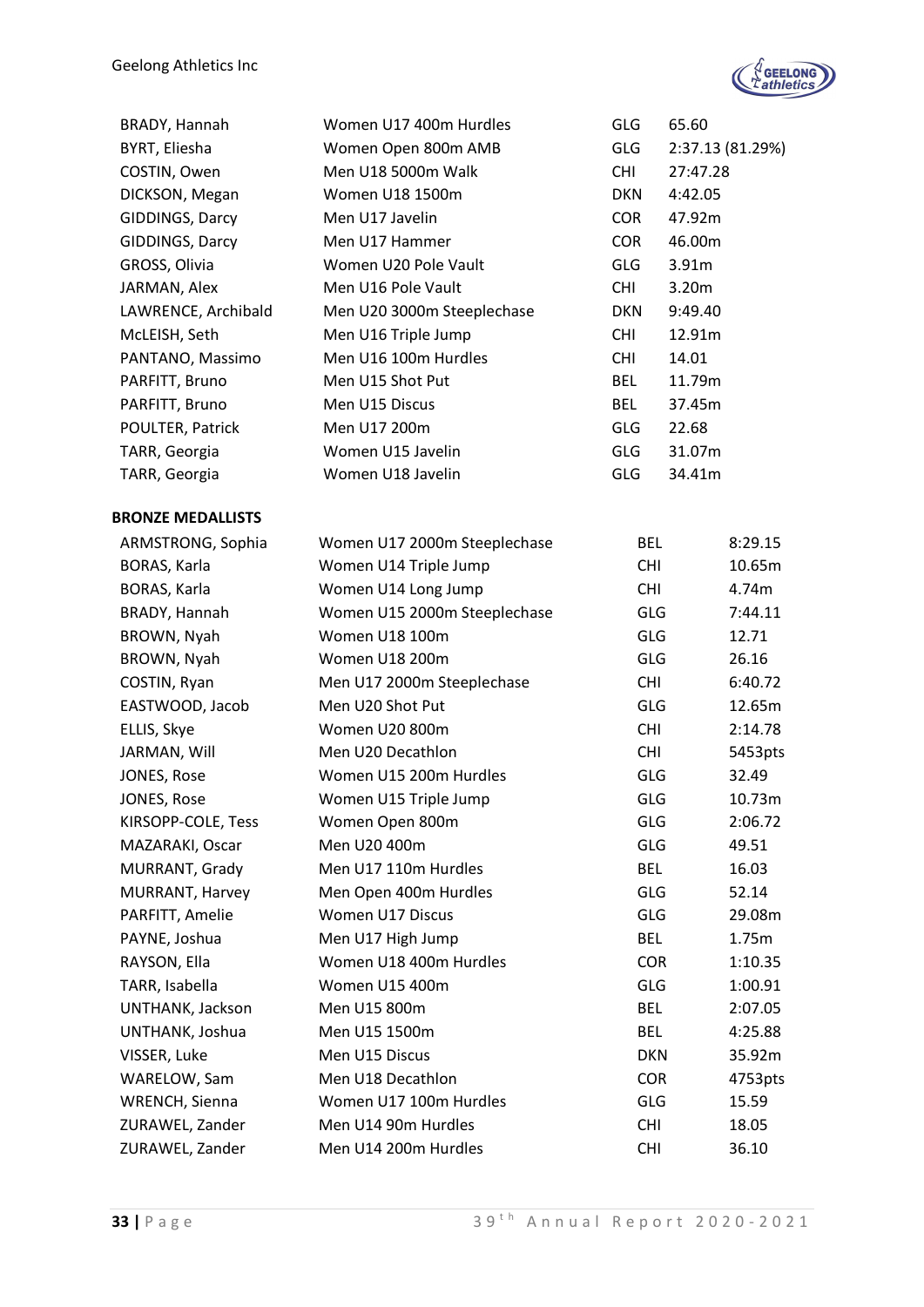| | | | |
|---|---|---|---|
| BRADY, Hannah | Women U17 400m Hurdles | GLG | 65.60 |
| BYRT, Eliesha | Women Open 800m AMB | GLG | 2:37.13 (81.29%) |
| COSTIN, Owen | Men U18 5000m Walk | CHI | 27:47.28 |
| DICKSON, Megan | Women U18 1500m | DKN | 4:42.05 |
| GIDDINGS, Darcy | Men U17 Javelin | COR | 47.92m |
| GIDDINGS, Darcy | Men U17 Hammer | COR | 46.00m |
| GROSS, Olivia | Women U20 Pole Vault | GLG | 3.91m |
| JARMAN, Alex | Men U16 Pole Vault | CHI | 3.20m |
| LAWRENCE, Archibald | Men U20 3000m Steeplechase | DKN | 9:49.40 |
| McLEISH, Seth | Men U16 Triple Jump | CHI | 12.91m |
| PANTANO, Massimo | Men U16 100m Hurdles | CHI | 14.01 |
| PARFITT, Bruno | Men U15 Shot Put | BEL | 11.79m |
| PARFITT, Bruno | Men U15 Discus | BEL | 37.45m |
| POULTER, Patrick | Men U17 200m | GLG | 22.68 |
| TARR, Georgia | Women U15 Javelin | GLG | 31.07m |
| TARR, Georgia | Women U18 Javelin | GLG | 34.41m |

**BRONZE MEDALLISTS**

| | | | |
|---|---|---|---|
| ARMSTRONG, Sophia | Women U17 2000m Steeplechase | BEL | 8:29.15 |
| BORAS, Karla | Women U14 Triple Jump | CHI | 10.65m |
| BORAS, Karla | Women U14 Long Jump | CHI | 4.74m |
| BRADY, Hannah | Women U15 2000m Steeplechase | GLG | 7:44.11 |
| BROWN, Nyah | Women U18 100m | GLG | 12.71 |
| BROWN, Nyah | Women U18 200m | GLG | 26.16 |
| COSTIN, Ryan | Men U17 2000m Steeplechase | CHI | 6:40.72 |
| EASTWOOD, Jacob | Men U20 Shot Put | GLG | 12.65m |
| ELLIS, Skye | Women U20 800m | CHI | 2:14.78 |
| JARMAN, Will | Men U20 Decathlon | CHI | 5453pts |
| JONES, Rose | Women U15 200m Hurdles | GLG | 32.49 |
| JONES, Rose | Women U15 Triple Jump | GLG | 10.73m |
| KIRSOPP-COLE, Tess | Women Open 800m | GLG | 2:06.72 |
| MAZARAKI, Oscar | Men U20 400m | GLG | 49.51 |
| MURRANT, Grady | Men U17 110m Hurdles | BEL | 16.03 |
| MURRANT, Harvey | Men Open 400m Hurdles | GLG | 52.14 |
| PARFITT, Amelie | Women U17 Discus | GLG | 29.08m |
| PAYNE, Joshua | Men U17 High Jump | BEL | 1.75m |
| RAYSON, Ella | Women U18 400m Hurdles | COR | 1:10.35 |
| TARR, Isabella | Women U15 400m | GLG | 1:00.91 |
| UNTHANK, Jackson | Men U15 800m | BEL | 2:07.05 |
| UNTHANK, Joshua | Men U15 1500m | BEL | 4:25.88 |
| VISSER, Luke | Men U15 Discus | DKN | 35.92m |
| WARELOW, Sam | Men U18 Decathlon | COR | 4753pts |
| WRENCH, Sienna | Women U17 100m Hurdles | GLG | 15.59 |
| ZURAWEL, Zander | Men U14 90m Hurdles | CHI | 18.05 |
| ZURAWEL, Zander | Men U14 200m Hurdles | CHI | 36.10 |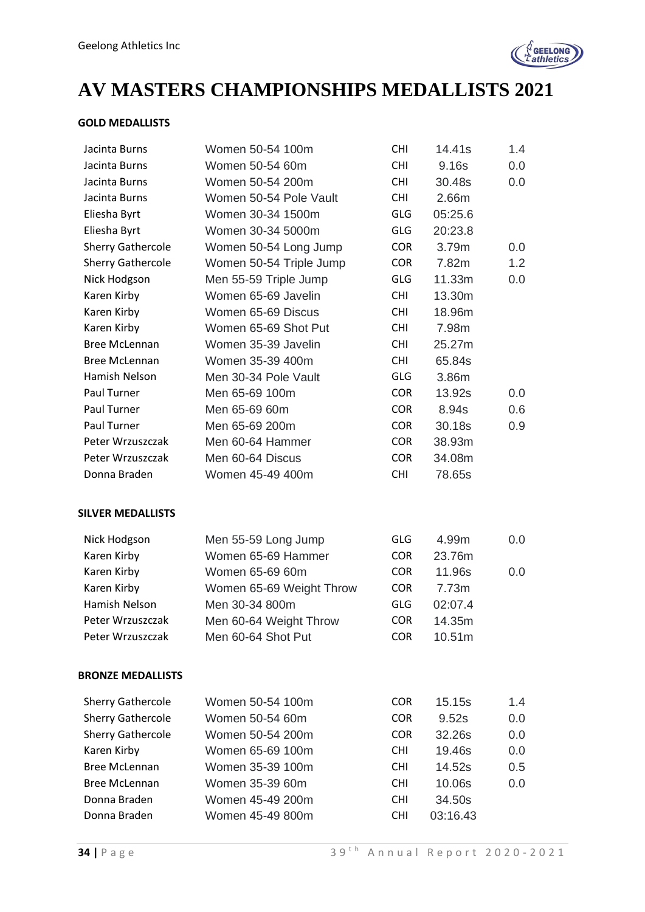# AV MASTERS CHAMPIONSHIPS MEDALLISTS 2021

**GOLD MEDALLISTS**

| | | | | |
|---|---|---|---|---|
| Jacinta Burns | Women 50-54 100m | CHI | 14.41s | 1.4 |
| Jacinta Burns | Women 50-54 60m | CHI | 9.16s | 0.0 |
| Jacinta Burns | Women 50-54 200m | CHI | 30.48s | 0.0 |
| Jacinta Burns | Women 50-54 Pole Vault | CHI | 2.66m | |
| Eliesha Byrt | Women 30-34 1500m | GLG | 05:25.6 | |
| Eliesha Byrt | Women 30-34 5000m | GLG | 20:23.8 | |
| Sherry Gathercole | Women 50-54 Long Jump | COR | 3.79m | 0.0 |
| Sherry Gathercole | Women 50-54 Triple Jump | COR | 7.82m | 1.2 |
| Nick Hodgson | Men 55-59 Triple Jump | GLG | 11.33m | 0.0 |
| Karen Kirby | Women 65-69 Javelin | CHI | 13.30m | |
| Karen Kirby | Women 65-69 Discus | CHI | 18.96m | |
| Karen Kirby | Women 65-69 Shot Put | CHI | 7.98m | |
| Bree McLennan | Women 35-39 Javelin | CHI | 25.27m | |
| Bree McLennan | Women 35-39 400m | CHI | 65.84s | |
| Hamish Nelson | Men 30-34 Pole Vault | GLG | 3.86m | |
| Paul Turner | Men 65-69 100m | COR | 13.92s | 0.0 |
| Paul Turner | Men 65-69 60m | COR | 8.94s | 0.6 |
| Paul Turner | Men 65-69 200m | COR | 30.18s | 0.9 |
| Peter Wrzuszczak | Men 60-64 Hammer | COR | 38.93m | |
| Peter Wrzuszczak | Men 60-64 Discus | COR | 34.08m | |
| Donna Braden | Women 45-49 400m | CHI | 78.65s | |

**SILVER MEDALLISTS**

| | | | | |
|---|---|---|---|---|
| Nick Hodgson | Men 55-59 Long Jump | GLG | 4.99m | 0.0 |
| Karen Kirby | Women 65-69 Hammer | COR | 23.76m | |
| Karen Kirby | Women 65-69 60m | COR | 11.96s | 0.0 |
| Karen Kirby | Women 65-69 Weight Throw | COR | 7.73m | |
| Hamish Nelson | Men 30-34 800m | GLG | 02:07.4 | |
| Peter Wrzuszczak | Men 60-64 Weight Throw | COR | 14.35m | |
| Peter Wrzuszczak | Men 60-64 Shot Put | COR | 10.51m | |

**BRONZE MEDALLISTS**

| | | | | |
|---|---|---|---|---|
| Sherry Gathercole | Women 50-54 100m | COR | 15.15s | 1.4 |
| Sherry Gathercole | Women 50-54 60m | COR | 9.52s | 0.0 |
| Sherry Gathercole | Women 50-54 200m | COR | 32.26s | 0.0 |
| Karen Kirby | Women 65-69 100m | CHI | 19.46s | 0.0 |
| Bree McLennan | Women 35-39 100m | CHI | 14.52s | 0.5 |
| Bree McLennan | Women 35-39 60m | CHI | 10.06s | 0.0 |
| Donna Braden | Women 45-49 200m | CHI | 34.50s | |
| Donna Braden | Women 45-49 800m | CHI | 03:16.43 | |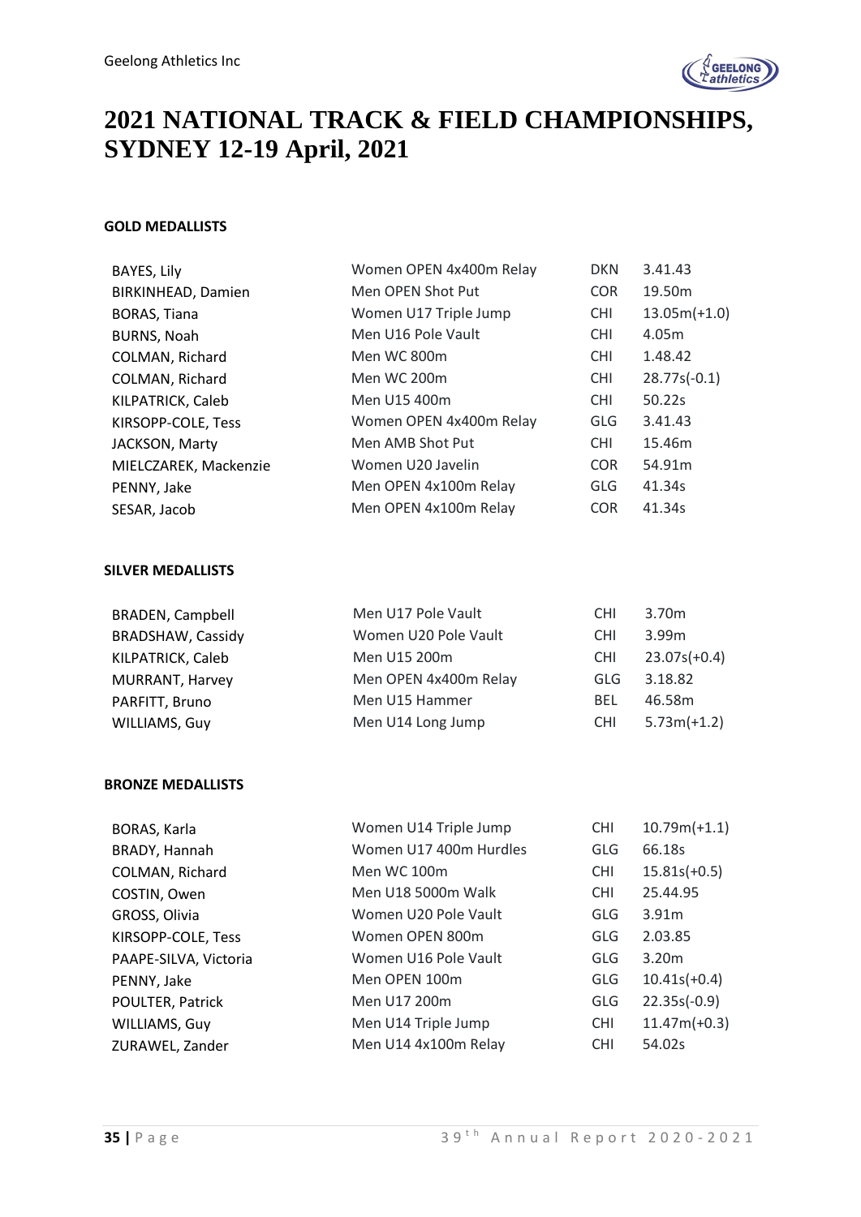# 2021 NATIONAL TRACK & FIELD CHAMPIONSHIPS, SYDNEY 12-19 April, 2021

**GOLD MEDALLISTS**

| | | | |
|---|---|---|---|
| BAYES, Lily | Women OPEN 4x400m Relay | DKN | 3.41.43 |
| BIRKINHEAD, Damien | Men OPEN Shot Put | COR | 19.50m |
| BORAS, Tiana | Women U17 Triple Jump | CHI | 13.05m(+1.0) |
| BURNS, Noah | Men U16 Pole Vault | CHI | 4.05m |
| COLMAN, Richard | Men WC 800m | CHI | 1.48.42 |
| COLMAN, Richard | Men WC 200m | CHI | 28.77s(-0.1) |
| KILPATRICK, Caleb | Men U15 400m | CHI | 50.22s |
| KIRSOPP-COLE, Tess | Women OPEN 4x400m Relay | GLG | 3.41.43 |
| JACKSON, Marty | Men AMB Shot Put | CHI | 15.46m |
| MIELCZAREK, Mackenzie | Women U20 Javelin | COR | 54.91m |
| PENNY, Jake | Men OPEN 4x100m Relay | GLG | 41.34s |
| SESAR, Jacob | Men OPEN 4x100m Relay | COR | 41.34s |

**SILVER MEDALLISTS**

| | | | |
|---|---|---|---|
| BRADEN, Campbell | Men U17 Pole Vault | CHI | 3.70m |
| BRADSHAW, Cassidy | Women U20 Pole Vault | CHI | 3.99m |
| KILPATRICK, Caleb | Men U15 200m | CHI | 23.07s(+0.4) |
| MURRANT, Harvey | Men OPEN 4x400m Relay | GLG | 3.18.82 |
| PARFITT, Bruno | Men U15 Hammer | BEL | 46.58m |
| WILLIAMS, Guy | Men U14 Long Jump | CHI | 5.73m(+1.2) |

**BRONZE MEDALLISTS**

| | | | |
|---|---|---|---|
| BORAS, Karla | Women U14 Triple Jump | CHI | 10.79m(+1.1) |
| BRADY, Hannah | Women U17 400m Hurdles | GLG | 66.18s |
| COLMAN, Richard | Men WC 100m | CHI | 15.81s(+0.5) |
| COSTIN, Owen | Men U18 5000m Walk | CHI | 25.44.95 |
| GROSS, Olivia | Women U20 Pole Vault | GLG | 3.91m |
| KIRSOPP-COLE, Tess | Women OPEN 800m | GLG | 2.03.85 |
| PAAPE-SILVA, Victoria | Women U16 Pole Vault | GLG | 3.20m |
| PENNY, Jake | Men OPEN 100m | GLG | 10.41s(+0.4) |
| POULTER, Patrick | Men U17 200m | GLG | 22.35s(-0.9) |
| WILLIAMS, Guy | Men U14 Triple Jump | CHI | 11.47m(+0.3) |
| ZURAWEL, Zander | Men U14 4x100m Relay | CHI | 54.02s |